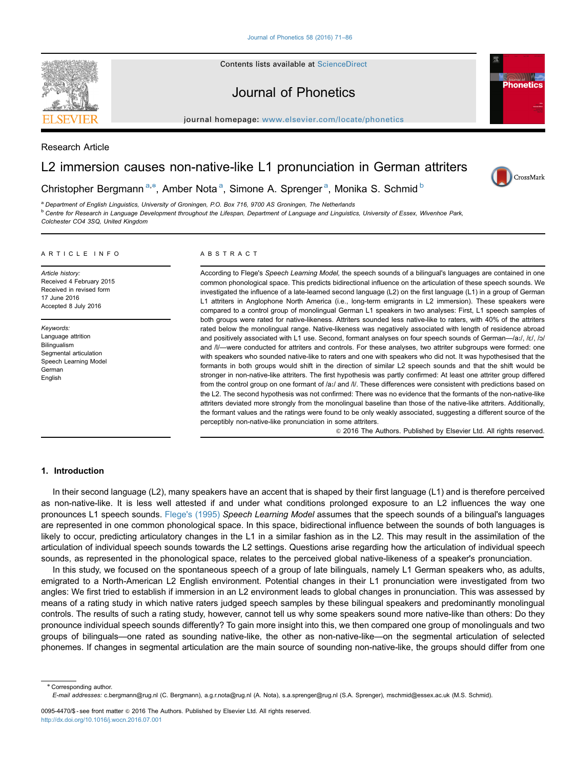Research Article

# L2 immersion causes non-native-like L1 pronunciation in German attriters

Christopher Bergmann [a,*], Amber Nota [a], Simone A. Sprenger [a], Monika S. Schmid [b]

[a] Department of English Linguistics, University of Groningen, P.O. Box 716, 9700 AS Groningen, The Netherlands

[b] Centre for Research in Language Development throughout the Lifespan, Department of Language and Linguistics, University of Essex, Wivenhoe Park, Colchester CO4 3SQ, United Kingdom

## ARTICLE INFO

*Article history:*
Received 4 February 2015
Received in revised form 17 June 2016
Accepted 8 July 2016

*Keywords:*
Language attrition
Bilingualism
Segmental articulation
Speech Learning Model
German
English

## ABSTRACT

According to Flege's *Speech Learning Model*, the speech sounds of a bilingual's languages are contained in one common phonological space. This predicts bidirectional influence on the articulation of these speech sounds. We investigated the influence of a late-learned second language (L2) on the first language (L1) in a group of German L1 attriters in Anglophone North America (i.e., long-term emigrants in L2 immersion). These speakers were compared to a control group of monolingual German L1 speakers in two analyses: First, L1 speech samples of both groups were rated for native-likeness. Attriters sounded less native-like to raters, with 40% of the attriters rated below the monolingual range. Native-likeness was negatively associated with length of residence abroad and positively associated with L1 use. Second, formant analyses on four speech sounds of German—/aː/, /ɛ/, /ɔ/ and /l/—were conducted for attriters and controls. For these analyses, two attriter subgroups were formed: one with speakers who sounded native-like to raters and one with speakers who did not. It was hypothesised that the formants in both groups would shift in the direction of similar L2 speech sounds and that the shift would be stronger in non-native-like attriters. The first hypothesis was partly confirmed: At least one attriter group differed from the control group on one formant of /aː/ and /l/. These differences were consistent with predictions based on the L2. The second hypothesis was not confirmed: There was no evidence that the formants of the non-native-like attriters deviated more strongly from the monolingual baseline than those of the native-like attriters. Additionally, the formant values and the ratings were found to be only weakly associated, suggesting a different source of the perceptibly non-native-like pronunciation in some attriters.

© 2016 The Authors. Published by Elsevier Ltd. All rights reserved.

## 1. Introduction

In their second language (L2), many speakers have an accent that is shaped by their first language (L1) and is therefore perceived as non-native-like. It is less well attested if and under what conditions prolonged exposure to an L2 influences the way one pronounces L1 speech sounds. Flege's (1995) *Speech Learning Model* assumes that the speech sounds of a bilingual's languages are represented in one common phonological space. In this space, bidirectional influence between the sounds of both languages is likely to occur, predicting articulatory changes in the L1 in a similar fashion as in the L2. This may result in the assimilation of the articulation of individual speech sounds towards the L2 settings. Questions arise regarding how the articulation of individual speech sounds, as represented in the phonological space, relates to the perceived global native-likeness of a speaker's pronunciation.

In this study, we focused on the spontaneous speech of a group of late bilinguals, namely L1 German speakers who, as adults, emigrated to a North-American L2 English environment. Potential changes in their L1 pronunciation were investigated from two angles: We first tried to establish if immersion in an L2 environment leads to global changes in pronunciation. This was assessed by means of a rating study in which native raters judged speech samples by these bilingual speakers and predominantly monolingual controls. The results of such a rating study, however, cannot tell us why some speakers sound more native-like than others: Do they pronounce individual speech sounds differently? To gain more insight into this, we then compared one group of monolinguals and two groups of bilinguals—one rated as sounding native-like, the other as non-native-like—on the segmental articulation of selected phonemes. If changes in segmental articulation are the main source of sounding non-native-like, the groups should differ from one

* Corresponding author.
*E-mail addresses:* c.bergmann@rug.nl (C. Bergmann), a.g.r.nota@rug.nl (A. Nota), s.a.sprenger@rug.nl (S.A. Sprenger), mschmid@essex.ac.uk (M.S. Schmid).

0095-4470/$ - see front matter © 2016 The Authors. Published by Elsevier Ltd. All rights reserved.
http://dx.doi.org/10.1016/j.wocn.2016.07.001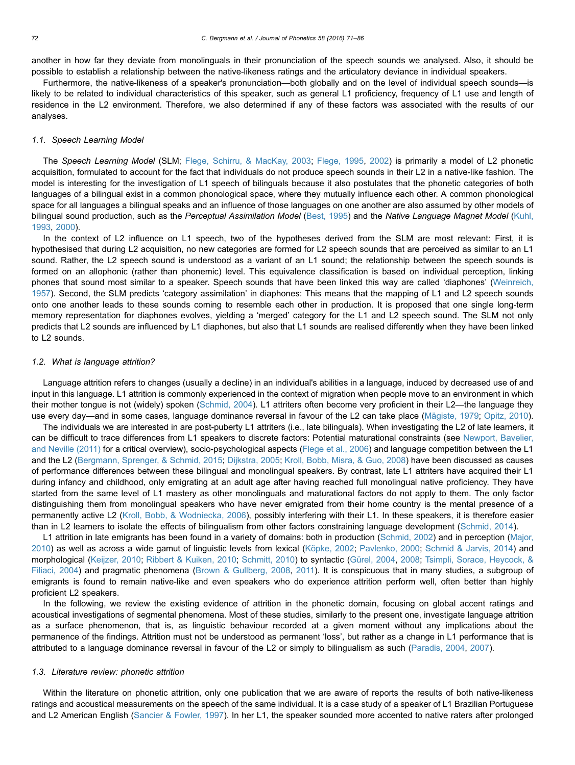another in how far they deviate from monolinguals in their pronunciation of the speech sounds we analysed. Also, it should be possible to establish a relationship between the native-likeness ratings and the articulatory deviance in individual speakers.

Furthermore, the native-likeness of a speaker's pronunciation—both globally and on the level of individual speech sounds—is likely to be related to individual characteristics of this speaker, such as general L1 proficiency, frequency of L1 use and length of residence in the L2 environment. Therefore, we also determined if any of these factors was associated with the results of our analyses.

### 1.1. Speech Learning Model

The *Speech Learning Model* (SLM; Flege, Schirru, & MacKay, 2003; Flege, 1995, 2002) is primarily a model of L2 phonetic acquisition, formulated to account for the fact that individuals do not produce speech sounds in their L2 in a native-like fashion. The model is interesting for the investigation of L1 speech of bilinguals because it also postulates that the phonetic categories of both languages of a bilingual exist in a common phonological space, where they mutually influence each other. A common phonological space for all languages a bilingual speaks and an influence of those languages on one another are also assumed by other models of bilingual sound production, such as the *Perceptual Assimilation Model* (Best, 1995) and the *Native Language Magnet Model* (Kuhl, 1993, 2000).

In the context of L2 influence on L1 speech, two of the hypotheses derived from the SLM are most relevant: First, it is hypothesised that during L2 acquisition, no new categories are formed for L2 speech sounds that are perceived as similar to an L1 sound. Rather, the L2 speech sound is understood as a variant of an L1 sound; the relationship between the speech sounds is formed on an allophonic (rather than phonemic) level. This equivalence classification is based on individual perception, linking phones that sound most similar to a speaker. Speech sounds that have been linked this way are called 'diaphones' (Weinreich, 1957). Second, the SLM predicts 'category assimilation' in diaphones: This means that the mapping of L1 and L2 speech sounds onto one another leads to these sounds coming to resemble each other in production. It is proposed that one single long-term memory representation for diaphones evolves, yielding a 'merged' category for the L1 and L2 speech sound. The SLM not only predicts that L2 sounds are influenced by L1 diaphones, but also that L1 sounds are realised differently when they have been linked to L2 sounds.

### 1.2. What is language attrition?

Language attrition refers to changes (usually a decline) in an individual's abilities in a language, induced by decreased use of and input in this language. L1 attrition is commonly experienced in the context of migration when people move to an environment in which their mother tongue is not (widely) spoken (Schmid, 2004). L1 attriters often become very proficient in their L2—the language they use every day—and in some cases, language dominance reversal in favour of the L2 can take place (Mägiste, 1979; Opitz, 2010).

The individuals we are interested in are post-puberty L1 attriters (i.e., late bilinguals). When investigating the L2 of late learners, it can be difficult to trace differences from L1 speakers to discrete factors: Potential maturational constraints (see Newport, Bavelier, and Neville (2011) for a critical overview), socio-psychological aspects (Flege et al., 2006) and language competition between the L1 and the L2 (Bergmann, Sprenger, & Schmid, 2015; Dijkstra, 2005; Kroll, Bobb, Misra, & Guo, 2008) have been discussed as causes of performance differences between these bilingual and monolingual speakers. By contrast, late L1 attriters have acquired their L1 during infancy and childhood, only emigrating at an adult age after having reached full monolingual native proficiency. They have started from the same level of L1 mastery as other monolinguals and maturational factors do not apply to them. The only factor distinguishing them from monolingual speakers who have never emigrated from their home country is the mental presence of a permanently active L2 (Kroll, Bobb, & Wodniecka, 2006), possibly interfering with their L1. In these speakers, it is therefore easier than in L2 learners to isolate the effects of bilingualism from other factors constraining language development (Schmid, 2014).

L1 attrition in late emigrants has been found in a variety of domains: both in production (Schmid, 2002) and in perception (Major, 2010) as well as across a wide gamut of linguistic levels from lexical (Köpke, 2002; Pavlenko, 2000; Schmid & Jarvis, 2014) and morphological (Keijzer, 2010; Ribbert & Kuiken, 2010; Schmitt, 2010) to syntactic (Gürel, 2004, 2008; Tsimpli, Sorace, Heycock, & Filiaci, 2004) and pragmatic phenomena (Brown & Gullberg, 2008, 2011). It is conspicuous that in many studies, a subgroup of emigrants is found to remain native-like and even speakers who do experience attrition perform well, often better than highly proficient L2 speakers.

In the following, we review the existing evidence of attrition in the phonetic domain, focusing on global accent ratings and acoustical investigations of segmental phenomena. Most of these studies, similarly to the present one, investigate language attrition as a surface phenomenon, that is, as linguistic behaviour recorded at a given moment without any implications about the permanence of the findings. Attrition must not be understood as permanent 'loss', but rather as a change in L1 performance that is attributed to a language dominance reversal in favour of the L2 or simply to bilingualism as such (Paradis, 2004, 2007).

### 1.3. Literature review: phonetic attrition

Within the literature on phonetic attrition, only one publication that we are aware of reports the results of both native-likeness ratings and acoustical measurements on the speech of the same individual. It is a case study of a speaker of L1 Brazilian Portuguese and L2 American English (Sancier & Fowler, 1997). In her L1, the speaker sounded more accented to native raters after prolonged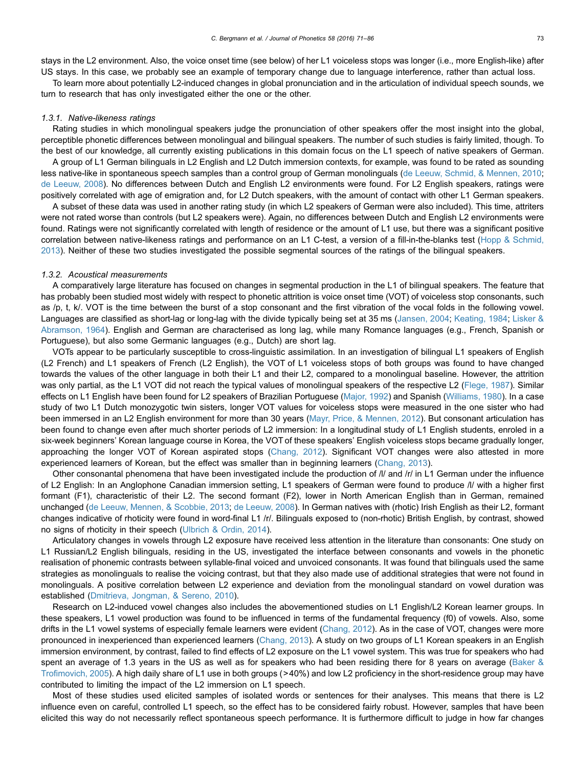stays in the L2 environment. Also, the voice onset time (see below) of her L1 voiceless stops was longer (i.e., more English-like) after US stays. In this case, we probably see an example of temporary change due to language interference, rather than actual loss.

To learn more about potentially L2-induced changes in global pronunciation and in the articulation of individual speech sounds, we turn to research that has only investigated either the one or the other.

#### *1.3.1. Native-likeness ratings*

Rating studies in which monolingual speakers judge the pronunciation of other speakers offer the most insight into the global, perceptible phonetic differences between monolingual and bilingual speakers. The number of such studies is fairly limited, though. To the best of our knowledge, all currently existing publications in this domain focus on the L1 speech of native speakers of German.

A group of L1 German bilinguals in L2 English and L2 Dutch immersion contexts, for example, was found to be rated as sounding less native-like in spontaneous speech samples than a control group of German monolinguals (de Leeuw, Schmid, & Mennen, 2010; de Leeuw, 2008). No differences between Dutch and English L2 environments were found. For L2 English speakers, ratings were positively correlated with age of emigration and, for L2 Dutch speakers, with the amount of contact with other L1 German speakers.

A subset of these data was used in another rating study (in which L2 speakers of German were also included). This time, attriters were not rated worse than controls (but L2 speakers were). Again, no differences between Dutch and English L2 environments were found. Ratings were not significantly correlated with length of residence or the amount of L1 use, but there was a significant positive correlation between native-likeness ratings and performance on an L1 C-test, a version of a fill-in-the-blanks test (Hopp & Schmid, 2013). Neither of these two studies investigated the possible segmental sources of the ratings of the bilingual speakers.

#### *1.3.2. Acoustical measurements*

A comparatively large literature has focused on changes in segmental production in the L1 of bilingual speakers. The feature that has probably been studied most widely with respect to phonetic attrition is voice onset time (VOT) of voiceless stop consonants, such as /p, t, k/. VOT is the time between the burst of a stop consonant and the first vibration of the vocal folds in the following vowel. Languages are classified as short-lag or long-lag with the divide typically being set at 35 ms (Jansen, 2004; Keating, 1984; Lisker & Abramson, 1964). English and German are characterised as long lag, while many Romance languages (e.g., French, Spanish or Portuguese), but also some Germanic languages (e.g., Dutch) are short lag.

VOTs appear to be particularly susceptible to cross-linguistic assimilation. In an investigation of bilingual L1 speakers of English (L2 French) and L1 speakers of French (L2 English), the VOT of L1 voiceless stops of both groups was found to have changed towards the values of the other language in both their L1 and their L2, compared to a monolingual baseline. However, the attrition was only partial, as the L1 VOT did not reach the typical values of monolingual speakers of the respective L2 (Flege, 1987). Similar effects on L1 English have been found for L2 speakers of Brazilian Portuguese (Major, 1992) and Spanish (Williams, 1980). In a case study of two L1 Dutch monozygotic twin sisters, longer VOT values for voiceless stops were measured in the one sister who had been immersed in an L2 English environment for more than 30 years (Mayr, Price, & Mennen, 2012). But consonant articulation has been found to change even after much shorter periods of L2 immersion: In a longitudinal study of L1 English students, enroled in a six-week beginners' Korean language course in Korea, the VOT of these speakers' English voiceless stops became gradually longer, approaching the longer VOT of Korean aspirated stops (Chang, 2012). Significant VOT changes were also attested in more experienced learners of Korean, but the effect was smaller than in beginning learners (Chang, 2013).

Other consonantal phenomena that have been investigated include the production of /l/ and /r/ in L1 German under the influence of L2 English: In an Anglophone Canadian immersion setting, L1 speakers of German were found to produce /l/ with a higher first formant (F1), characteristic of their L2. The second formant (F2), lower in North American English than in German, remained unchanged (de Leeuw, Mennen, & Scobbie, 2013; de Leeuw, 2008). In German natives with (rhotic) Irish English as their L2, formant changes indicative of rhoticity were found in word-final L1 /r/. Bilinguals exposed to (non-rhotic) British English, by contrast, showed no signs of rhoticity in their speech (Ulbrich & Ordin, 2014).

Articulatory changes in vowels through L2 exposure have received less attention in the literature than consonants: One study on L1 Russian/L2 English bilinguals, residing in the US, investigated the interface between consonants and vowels in the phonetic realisation of phonemic contrasts between syllable-final voiced and unvoiced consonants. It was found that bilinguals used the same strategies as monolinguals to realise the voicing contrast, but that they also made use of additional strategies that were not found in monolinguals. A positive correlation between L2 experience and deviation from the monolingual standard on vowel duration was established (Dmitrieva, Jongman, & Sereno, 2010).

Research on L2-induced vowel changes also includes the abovementioned studies on L1 English/L2 Korean learner groups. In these speakers, L1 vowel production was found to be influenced in terms of the fundamental frequency (f0) of vowels. Also, some drifts in the L1 vowel systems of especially female learners were evident (Chang, 2012). As in the case of VOT, changes were more pronounced in inexperienced than experienced learners (Chang, 2013). A study on two groups of L1 Korean speakers in an English immersion environment, by contrast, failed to find effects of L2 exposure on the L1 vowel system. This was true for speakers who had spent an average of 1.3 years in the US as well as for speakers who had been residing there for 8 years on average (Baker & Trofimovich, 2005). A high daily share of L1 use in both groups (>40%) and low L2 proficiency in the short-residence group may have contributed to limiting the impact of the L2 immersion on L1 speech.

Most of these studies used elicited samples of isolated words or sentences for their analyses. This means that there is L2 influence even on careful, controlled L1 speech, so the effect has to be considered fairly robust. However, samples that have been elicited this way do not necessarily reflect spontaneous speech performance. It is furthermore difficult to judge in how far changes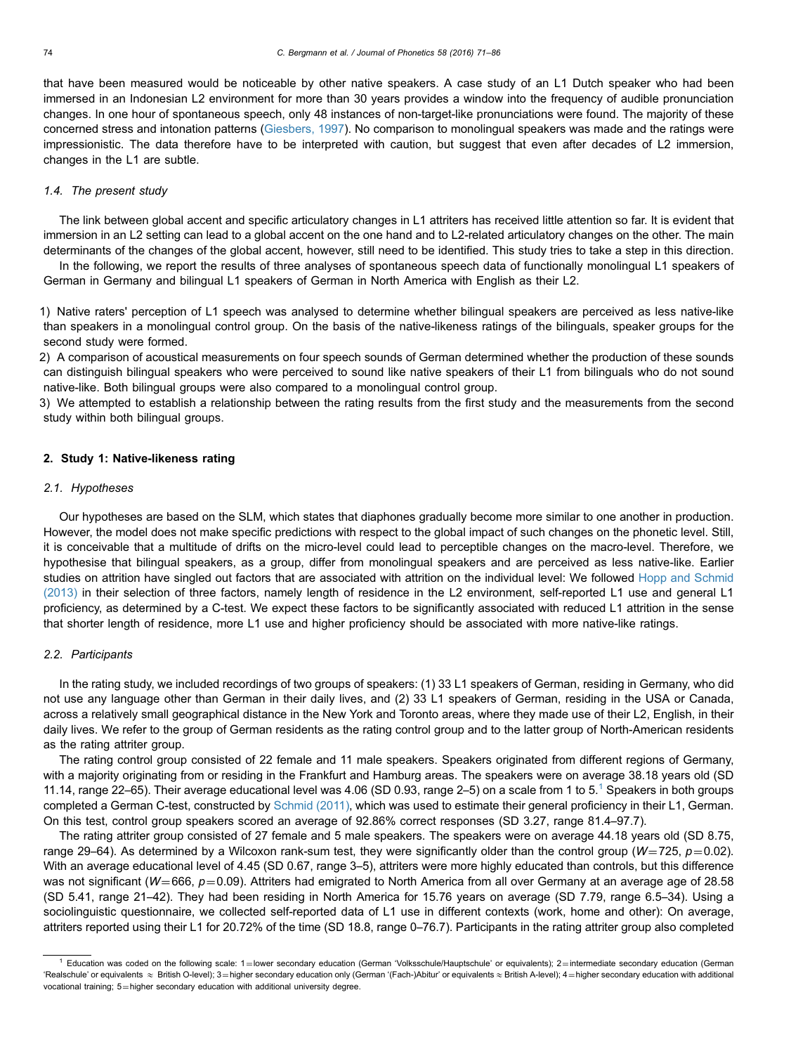that have been measured would be noticeable by other native speakers. A case study of an L1 Dutch speaker who had been immersed in an Indonesian L2 environment for more than 30 years provides a window into the frequency of audible pronunciation changes. In one hour of spontaneous speech, only 48 instances of non-target-like pronunciations were found. The majority of these concerned stress and intonation patterns (Giesbers, 1997). No comparison to monolingual speakers was made and the ratings were impressionistic. The data therefore have to be interpreted with caution, but suggest that even after decades of L2 immersion, changes in the L1 are subtle.

### *1.4. The present study*

The link between global accent and specific articulatory changes in L1 attriters has received little attention so far. It is evident that immersion in an L2 setting can lead to a global accent on the one hand and to L2-related articulatory changes on the other. The main determinants of the changes of the global accent, however, still need to be identified. This study tries to take a step in this direction.

In the following, we report the results of three analyses of spontaneous speech data of functionally monolingual L1 speakers of German in Germany and bilingual L1 speakers of German in North America with English as their L2.

1) Native raters' perception of L1 speech was analysed to determine whether bilingual speakers are perceived as less native-like than speakers in a monolingual control group. On the basis of the native-likeness ratings of the bilinguals, speaker groups for the second study were formed.
2) A comparison of acoustical measurements on four speech sounds of German determined whether the production of these sounds can distinguish bilingual speakers who were perceived to sound like native speakers of their L1 from bilinguals who do not sound native-like. Both bilingual groups were also compared to a monolingual control group.
3) We attempted to establish a relationship between the rating results from the first study and the measurements from the second study within both bilingual groups.

## 2. Study 1: Native-likeness rating

### *2.1. Hypotheses*

Our hypotheses are based on the SLM, which states that diaphones gradually become more similar to one another in production. However, the model does not make specific predictions with respect to the global impact of such changes on the phonetic level. Still, it is conceivable that a multitude of drifts on the micro-level could lead to perceptible changes on the macro-level. Therefore, we hypothesise that bilingual speakers, as a group, differ from monolingual speakers and are perceived as less native-like. Earlier studies on attrition have singled out factors that are associated with attrition on the individual level: We followed Hopp and Schmid (2013) in their selection of three factors, namely length of residence in the L2 environment, self-reported L1 use and general L1 proficiency, as determined by a C-test. We expect these factors to be significantly associated with reduced L1 attrition in the sense that shorter length of residence, more L1 use and higher proficiency should be associated with more native-like ratings.

### *2.2. Participants*

In the rating study, we included recordings of two groups of speakers: (1) 33 L1 speakers of German, residing in Germany, who did not use any language other than German in their daily lives, and (2) 33 L1 speakers of German, residing in the USA or Canada, across a relatively small geographical distance in the New York and Toronto areas, where they made use of their L2, English, in their daily lives. We refer to the group of German residents as the rating control group and to the latter group of North-American residents as the rating attriter group.

The rating control group consisted of 22 female and 11 male speakers. Speakers originated from different regions of Germany, with a majority originating from or residing in the Frankfurt and Hamburg areas. The speakers were on average 38.18 years old (SD 11.14, range 22–65). Their average educational level was 4.06 (SD 0.93, range 2–5) on a scale from 1 to 5.[1] Speakers in both groups completed a German C-test, constructed by Schmid (2011), which was used to estimate their general proficiency in their L1, German. On this test, control group speakers scored an average of 92.86% correct responses (SD 3.27, range 81.4–97.7).

The rating attriter group consisted of 27 female and 5 male speakers. The speakers were on average 44.18 years old (SD 8.75, range 29–64). As determined by a Wilcoxon rank-sum test, they were significantly older than the control group ($W=725$, $p=0.02$). With an average educational level of 4.45 (SD 0.67, range 3–5), attriters were more highly educated than controls, but this difference was not significant ($W=666$, $p=0.09$). Attriters had emigrated to North America from all over Germany at an average age of 28.58 (SD 5.41, range 21–42). They had been residing in North America for 15.76 years on average (SD 7.79, range 6.5–34). Using a sociolinguistic questionnaire, we collected self-reported data of L1 use in different contexts (work, home and other): On average, attriters reported using their L1 for 20.72% of the time (SD 18.8, range 0–76.7). Participants in the rating attriter group also completed

[1] Education was coded on the following scale: 1 = lower secondary education (German 'Volksschule/Hauptschule' or equivalents); 2 = intermediate secondary education (German 'Realschule' or equivalents ≈ British O-level); 3 = higher secondary education only (German '(Fach-)Abitur' or equivalents ≈ British A-level); 4 = higher secondary education with additional vocational training; 5 = higher secondary education with additional university degree.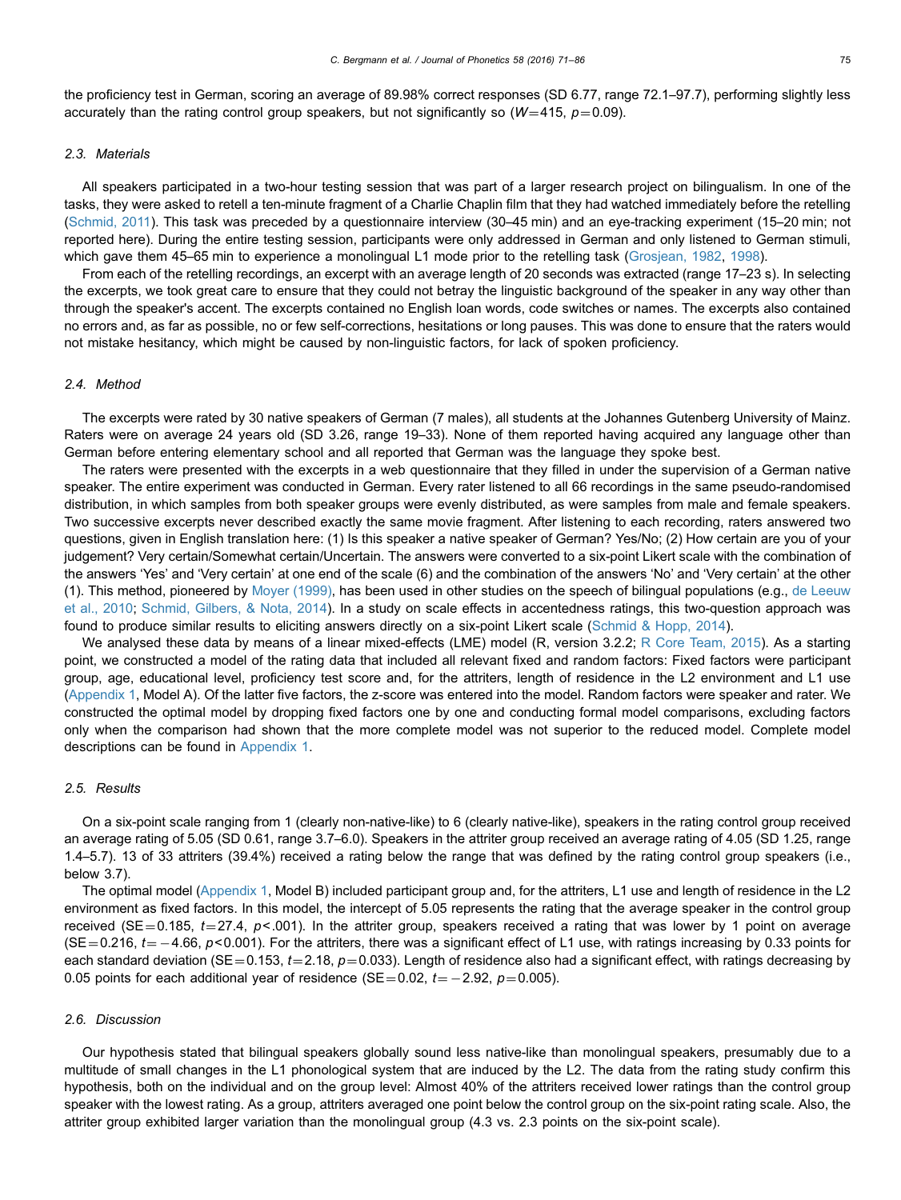the proficiency test in German, scoring an average of 89.98% correct responses (SD 6.77, range 72.1–97.7), performing slightly less accurately than the rating control group speakers, but not significantly so ($W=415$, $p=0.09$).

### 2.3. Materials

All speakers participated in a two-hour testing session that was part of a larger research project on bilingualism. In one of the tasks, they were asked to retell a ten-minute fragment of a Charlie Chaplin film that they had watched immediately before the retelling (Schmid, 2011). This task was preceded by a questionnaire interview (30–45 min) and an eye-tracking experiment (15–20 min; not reported here). During the entire testing session, participants were only addressed in German and only listened to German stimuli, which gave them 45–65 min to experience a monolingual L1 mode prior to the retelling task (Grosjean, 1982, 1998).

From each of the retelling recordings, an excerpt with an average length of 20 seconds was extracted (range 17–23 s). In selecting the excerpts, we took great care to ensure that they could not betray the linguistic background of the speaker in any way other than through the speaker's accent. The excerpts contained no English loan words, code switches or names. The excerpts also contained no errors and, as far as possible, no or few self-corrections, hesitations or long pauses. This was done to ensure that the raters would not mistake hesitancy, which might be caused by non-linguistic factors, for lack of spoken proficiency.

### 2.4. Method

The excerpts were rated by 30 native speakers of German (7 males), all students at the Johannes Gutenberg University of Mainz. Raters were on average 24 years old (SD 3.26, range 19–33). None of them reported having acquired any language other than German before entering elementary school and all reported that German was the language they spoke best.

The raters were presented with the excerpts in a web questionnaire that they filled in under the supervision of a German native speaker. The entire experiment was conducted in German. Every rater listened to all 66 recordings in the same pseudo-randomised distribution, in which samples from both speaker groups were evenly distributed, as were samples from male and female speakers. Two successive excerpts never described exactly the same movie fragment. After listening to each recording, raters answered two questions, given in English translation here: (1) Is this speaker a native speaker of German? Yes/No; (2) How certain are you of your judgement? Very certain/Somewhat certain/Uncertain. The answers were converted to a six-point Likert scale with the combination of the answers 'Yes' and 'Very certain' at one end of the scale (6) and the combination of the answers 'No' and 'Very certain' at the other (1). This method, pioneered by Moyer (1999), has been used in other studies on the speech of bilingual populations (e.g., de Leeuw et al., 2010; Schmid, Gilbers, & Nota, 2014). In a study on scale effects in accentedness ratings, this two-question approach was found to produce similar results to eliciting answers directly on a six-point Likert scale (Schmid & Hopp, 2014).

We analysed these data by means of a linear mixed-effects (LME) model (R, version 3.2.2; R Core Team, 2015). As a starting point, we constructed a model of the rating data that included all relevant fixed and random factors: Fixed factors were participant group, age, educational level, proficiency test score and, for the attriters, length of residence in the L2 environment and L1 use (Appendix 1, Model A). Of the latter five factors, the z-score was entered into the model. Random factors were speaker and rater. We constructed the optimal model by dropping fixed factors one by one and conducting formal model comparisons, excluding factors only when the comparison had shown that the more complete model was not superior to the reduced model. Complete model descriptions can be found in Appendix 1.

### 2.5. Results

On a six-point scale ranging from 1 (clearly non-native-like) to 6 (clearly native-like), speakers in the rating control group received an average rating of 5.05 (SD 0.61, range 3.7–6.0). Speakers in the attriter group received an average rating of 4.05 (SD 1.25, range 1.4–5.7). 13 of 33 attriters (39.4%) received a rating below the range that was defined by the rating control group speakers (i.e., below 3.7).

The optimal model (Appendix 1, Model B) included participant group and, for the attriters, L1 use and length of residence in the L2 environment as fixed factors. In this model, the intercept of 5.05 represents the rating that the average speaker in the control group received (SE$=0.185$, $t=27.4$, $p<.001$). In the attriter group, speakers received a rating that was lower by 1 point on average (SE$=0.216$, $t=-4.66$, $p<0.001$). For the attriters, there was a significant effect of L1 use, with ratings increasing by 0.33 points for each standard deviation (SE$=0.153$, $t=2.18$, $p=0.033$). Length of residence also had a significant effect, with ratings decreasing by 0.05 points for each additional year of residence (SE$=0.02$, $t=-2.92$, $p=0.005$).

### 2.6. Discussion

Our hypothesis stated that bilingual speakers globally sound less native-like than monolingual speakers, presumably due to a multitude of small changes in the L1 phonological system that are induced by the L2. The data from the rating study confirm this hypothesis, both on the individual and on the group level: Almost 40% of the attriters received lower ratings than the control group speaker with the lowest rating. As a group, attriters averaged one point below the control group on the six-point rating scale. Also, the attriter group exhibited larger variation than the monolingual group (4.3 vs. 2.3 points on the six-point scale).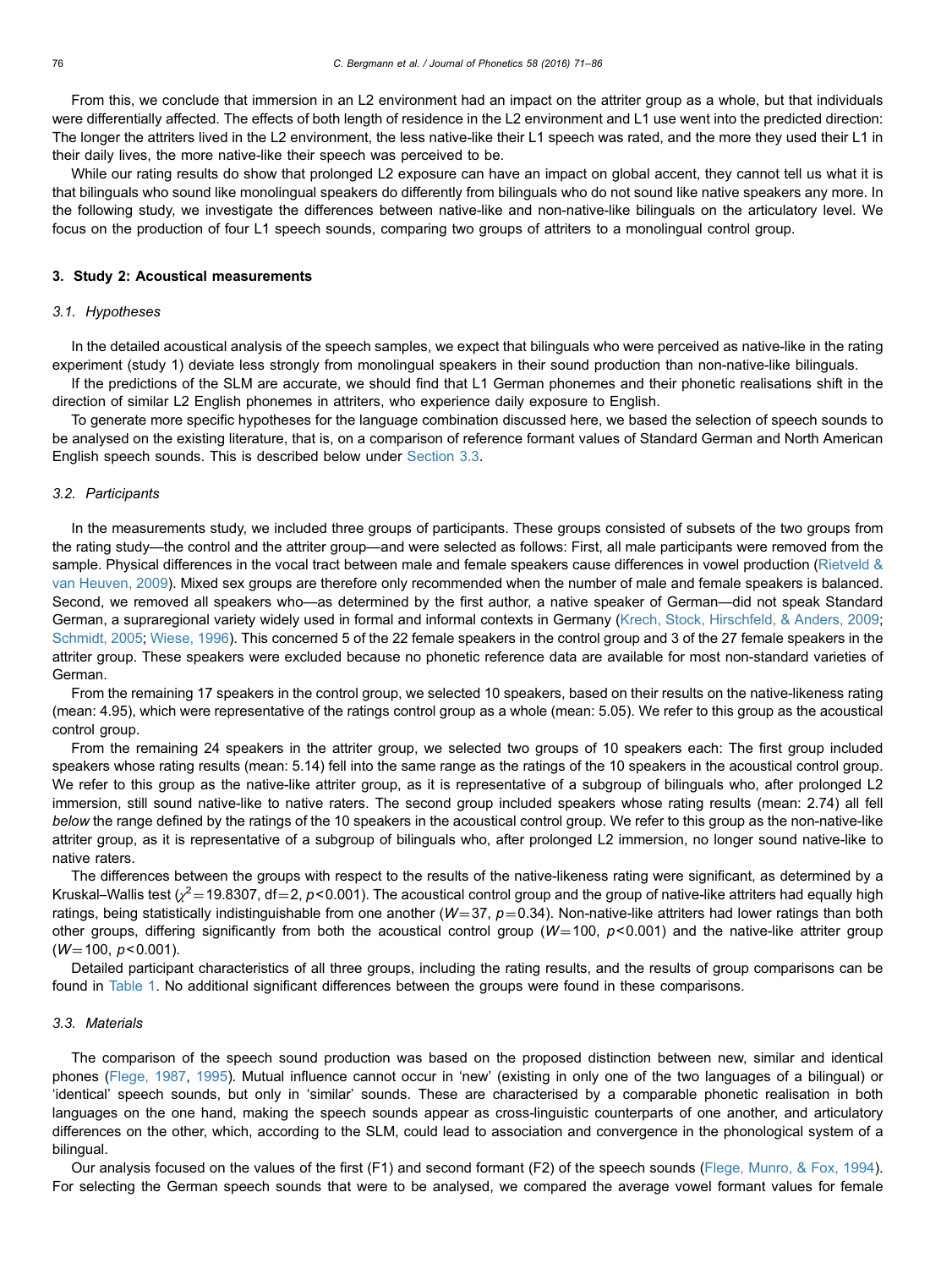From this, we conclude that immersion in an L2 environment had an impact on the attriter group as a whole, but that individuals were differentially affected. The effects of both length of residence in the L2 environment and L1 use went into the predicted direction: The longer the attriters lived in the L2 environment, the less native-like their L1 speech was rated, and the more they used their L1 in their daily lives, the more native-like their speech was perceived to be.

While our rating results do show that prolonged L2 exposure can have an impact on global accent, they cannot tell us what it is that bilinguals who sound like monolingual speakers do differently from bilinguals who do not sound like native speakers any more. In the following study, we investigate the differences between native-like and non-native-like bilinguals on the articulatory level. We focus on the production of four L1 speech sounds, comparing two groups of attriters to a monolingual control group.

## 3. Study 2: Acoustical measurements

### 3.1. Hypotheses

In the detailed acoustical analysis of the speech samples, we expect that bilinguals who were perceived as native-like in the rating experiment (study 1) deviate less strongly from monolingual speakers in their sound production than non-native-like bilinguals.

If the predictions of the SLM are accurate, we should find that L1 German phonemes and their phonetic realisations shift in the direction of similar L2 English phonemes in attriters, who experience daily exposure to English.

To generate more specific hypotheses for the language combination discussed here, we based the selection of speech sounds to be analysed on the existing literature, that is, on a comparison of reference formant values of Standard German and North American English speech sounds. This is described below under Section 3.3.

### 3.2. Participants

In the measurements study, we included three groups of participants. These groups consisted of subsets of the two groups from the rating study—the control and the attriter group—and were selected as follows: First, all male participants were removed from the sample. Physical differences in the vocal tract between male and female speakers cause differences in vowel production (Rietveld & van Heuven, 2009). Mixed sex groups are therefore only recommended when the number of male and female speakers is balanced. Second, we removed all speakers who—as determined by the first author, a native speaker of German—did not speak Standard German, a supraregional variety widely used in formal and informal contexts in Germany (Krech, Stock, Hirschfeld, & Anders, 2009; Schmidt, 2005; Wiese, 1996). This concerned 5 of the 22 female speakers in the control group and 3 of the 27 female speakers in the attriter group. These speakers were excluded because no phonetic reference data are available for most non-standard varieties of German.

From the remaining 17 speakers in the control group, we selected 10 speakers, based on their results on the native-likeness rating (mean: 4.95), which were representative of the ratings control group as a whole (mean: 5.05). We refer to this group as the acoustical control group.

From the remaining 24 speakers in the attriter group, we selected two groups of 10 speakers each: The first group included speakers whose rating results (mean: 5.14) fell into the same range as the ratings of the 10 speakers in the acoustical control group. We refer to this group as the native-like attriter group, as it is representative of a subgroup of bilinguals who, after prolonged L2 immersion, still sound native-like to native raters. The second group included speakers whose rating results (mean: 2.74) all fell *below* the range defined by the ratings of the 10 speakers in the acoustical control group. We refer to this group as the non-native-like attriter group, as it is representative of a subgroup of bilinguals who, after prolonged L2 immersion, no longer sound native-like to native raters.

The differences between the groups with respect to the results of the native-likeness rating were significant, as determined by a Kruskal–Wallis test ($\chi^2=19.8307$, df$=2$, $p<0.001$). The acoustical control group and the group of native-like attriters had equally high ratings, being statistically indistinguishable from one another ($W=37$, $p=0.34$). Non-native-like attriters had lower ratings than both other groups, differing significantly from both the acoustical control group ($W=100$, $p<0.001$) and the native-like attriter group ($W=100$, $p<0.001$).

Detailed participant characteristics of all three groups, including the rating results, and the results of group comparisons can be found in Table 1. No additional significant differences between the groups were found in these comparisons.

### 3.3. Materials

The comparison of the speech sound production was based on the proposed distinction between new, similar and identical phones (Flege, 1987, 1995). Mutual influence cannot occur in 'new' (existing in only one of the two languages of a bilingual) or 'identical' speech sounds, but only in 'similar' sounds. These are characterised by a comparable phonetic realisation in both languages on the one hand, making the speech sounds appear as cross-linguistic counterparts of one another, and articulatory differences on the other, which, according to the SLM, could lead to association and convergence in the phonological system of a bilingual.

Our analysis focused on the values of the first (F1) and second formant (F2) of the speech sounds (Flege, Munro, & Fox, 1994). For selecting the German speech sounds that were to be analysed, we compared the average vowel formant values for female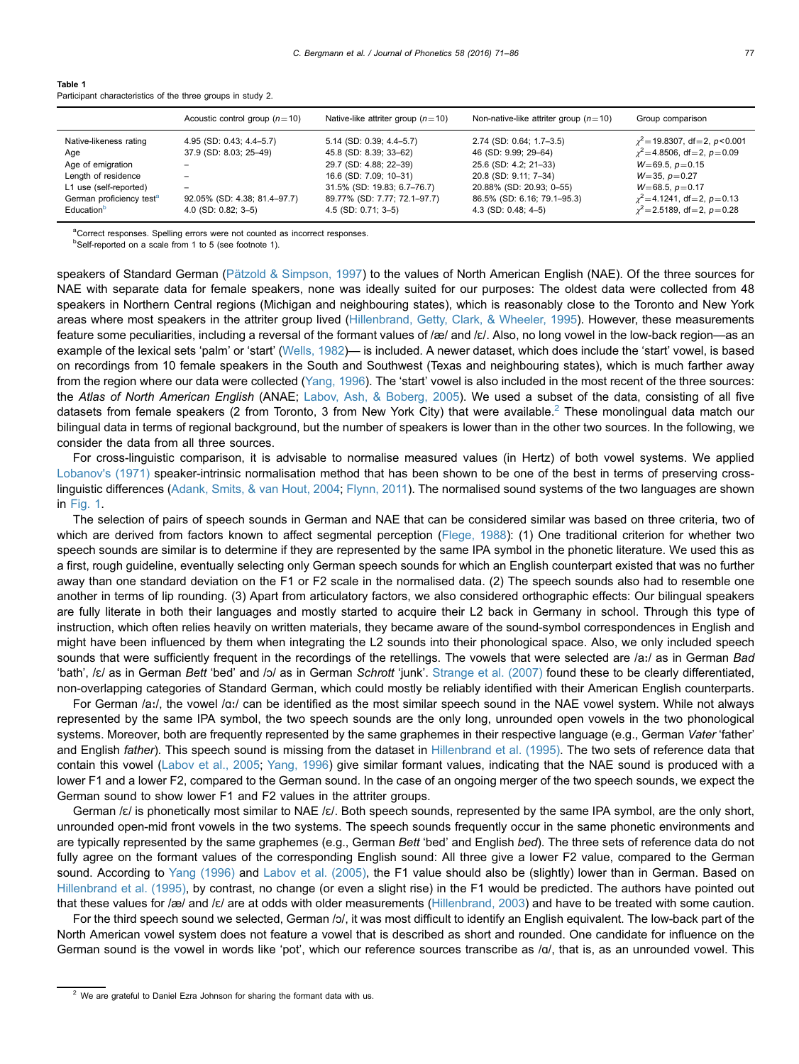**Table 1**
Participant characteristics of the three groups in study 2.

| | Acoustic control group ($n=10$) | Native-like attriter group ($n=10$) | Non-native-like attriter group ($n=10$) | Group comparison |
|---|---|---|---|---|
| Native-likeness rating | 4.95 (SD: 0.43; 4.4–5.7) | 5.14 (SD: 0.39; 4.4–5.7) | 2.74 (SD: 0.64; 1.7–3.5) | $\chi^2=19.8307$, df=2, $p<0.001$ |
| Age | 37.9 (SD: 8.03; 25–49) | 45.8 (SD: 8.39; 33–62) | 46 (SD: 9.99; 29–64) | $\chi^2=4.8506$, df=2, $p=0.09$ |
| Age of emigration | – | 29.7 (SD: 4.88; 22–39) | 25.6 (SD: 4.2; 21–33) | $W=69.5$, $p=0.15$ |
| Length of residence | – | 16.6 (SD: 7.09; 10–31) | 20.8 (SD: 9.11; 7–34) | $W=35$, $p=0.27$ |
| L1 use (self-reported) | – | 31.5% (SD: 19.83; 6.7–76.7) | 20.88% (SD: 20.93; 0–55) | $W=68.5$, $p=0.17$ |
| German proficiency test[a] | 92.05% (SD: 4.38; 81.4–97.7) | 89.77% (SD: 7.77; 72.1–97.7) | 86.5% (SD: 6.16; 79.1–95.3) | $\chi^2=4.1241$, df=2, $p=0.13$ |
| Education[b] | 4.0 (SD: 0.82; 3–5) | 4.5 (SD: 0.71; 3–5) | 4.3 (SD: 0.48; 4–5) | $\chi^2=2.5189$, df=2, $p=0.28$ |

[a]Correct responses. Spelling errors were not counted as incorrect responses.
[b]Self-reported on a scale from 1 to 5 (see footnote 1).

speakers of Standard German (Pätzold & Simpson, 1997) to the values of North American English (NAE). Of the three sources for NAE with separate data for female speakers, none was ideally suited for our purposes: The oldest data were collected from 48 speakers in Northern Central regions (Michigan and neighbouring states), which is reasonably close to the Toronto and New York areas where most speakers in the attriter group lived (Hillenbrand, Getty, Clark, & Wheeler, 1995). However, these measurements feature some peculiarities, including a reversal of the formant values of /æ/ and /ɛ/. Also, no long vowel in the low-back region—as an example of the lexical sets 'palm' or 'start' (Wells, 1982)— is included. A newer dataset, which does include the 'start' vowel, is based on recordings from 10 female speakers in the South and Southwest (Texas and neighbouring states), which is much farther away from the region where our data were collected (Yang, 1996). The 'start' vowel is also included in the most recent of the three sources: the *Atlas of North American English* (ANAE; Labov, Ash, & Boberg, 2005). We used a subset of the data, consisting of all five datasets from female speakers (2 from Toronto, 3 from New York City) that were available.[2] These monolingual data match our bilingual data in terms of regional background, but the number of speakers is lower than in the other two sources. In the following, we consider the data from all three sources.

For cross-linguistic comparison, it is advisable to normalise measured values (in Hertz) of both vowel systems. We applied Lobanov's (1971) speaker-intrinsic normalisation method that has been shown to be one of the best in terms of preserving cross-linguistic differences (Adank, Smits, & van Hout, 2004; Flynn, 2011). The normalised sound systems of the two languages are shown in Fig. 1.

The selection of pairs of speech sounds in German and NAE that can be considered similar was based on three criteria, two of which are derived from factors known to affect segmental perception (Flege, 1988): (1) One traditional criterion for whether two speech sounds are similar is to determine if they are represented by the same IPA symbol in the phonetic literature. We used this as a first, rough guideline, eventually selecting only German speech sounds for which an English counterpart existed that was no further away than one standard deviation on the F1 or F2 scale in the normalised data. (2) The speech sounds also had to resemble one another in terms of lip rounding. (3) Apart from articulatory factors, we also considered orthographic effects: Our bilingual speakers are fully literate in both their languages and mostly started to acquire their L2 back in Germany in school. Through this type of instruction, which often relies heavily on written materials, they became aware of the sound-symbol correspondences in English and might have been influenced by them when integrating the L2 sounds into their phonological space. Also, we only included speech sounds that were sufficiently frequent in the recordings of the retellings. The vowels that were selected are /aː/ as in German *Bad* 'bath', /ɛ/ as in German *Bett* 'bed' and /ɔ/ as in German *Schrott* 'junk'. Strange et al. (2007) found these to be clearly differentiated, non-overlapping categories of Standard German, which could mostly be reliably identified with their American English counterparts.

For German /aː/, the vowel /ɑː/ can be identified as the most similar speech sound in the NAE vowel system. While not always represented by the same IPA symbol, the two speech sounds are the only long, unrounded open vowels in the two phonological systems. Moreover, both are frequently represented by the same graphemes in their respective language (e.g., German *Vater* 'father' and English *father*). This speech sound is missing from the dataset in Hillenbrand et al. (1995). The two sets of reference data that contain this vowel (Labov et al., 2005; Yang, 1996) give similar formant values, indicating that the NAE sound is produced with a lower F1 and a lower F2, compared to the German sound. In the case of an ongoing merger of the two speech sounds, we expect the German sound to show lower F1 and F2 values in the attriter groups.

German /ɛ/ is phonetically most similar to NAE /ɛ/. Both speech sounds, represented by the same IPA symbol, are the only short, unrounded open-mid front vowels in the two systems. The speech sounds frequently occur in the same phonetic environments and are typically represented by the same graphemes (e.g., German *Bett* 'bed' and English *bed*). The three sets of reference data do not fully agree on the formant values of the corresponding English sound: All three give a lower F2 value, compared to the German sound. According to Yang (1996) and Labov et al. (2005), the F1 value should also be (slightly) lower than in German. Based on Hillenbrand et al. (1995), by contrast, no change (or even a slight rise) in the F1 would be predicted. The authors have pointed out that these values for /æ/ and /ɛ/ are at odds with older measurements (Hillenbrand, 2003) and have to be treated with some caution.

For the third speech sound we selected, German /ɔ/, it was most difficult to identify an English equivalent. The low-back part of the North American vowel system does not feature a vowel that is described as short and rounded. One candidate for influence on the German sound is the vowel in words like 'pot', which our reference sources transcribe as /ɑ/, that is, as an unrounded vowel. This

[2] We are grateful to Daniel Ezra Johnson for sharing the formant data with us.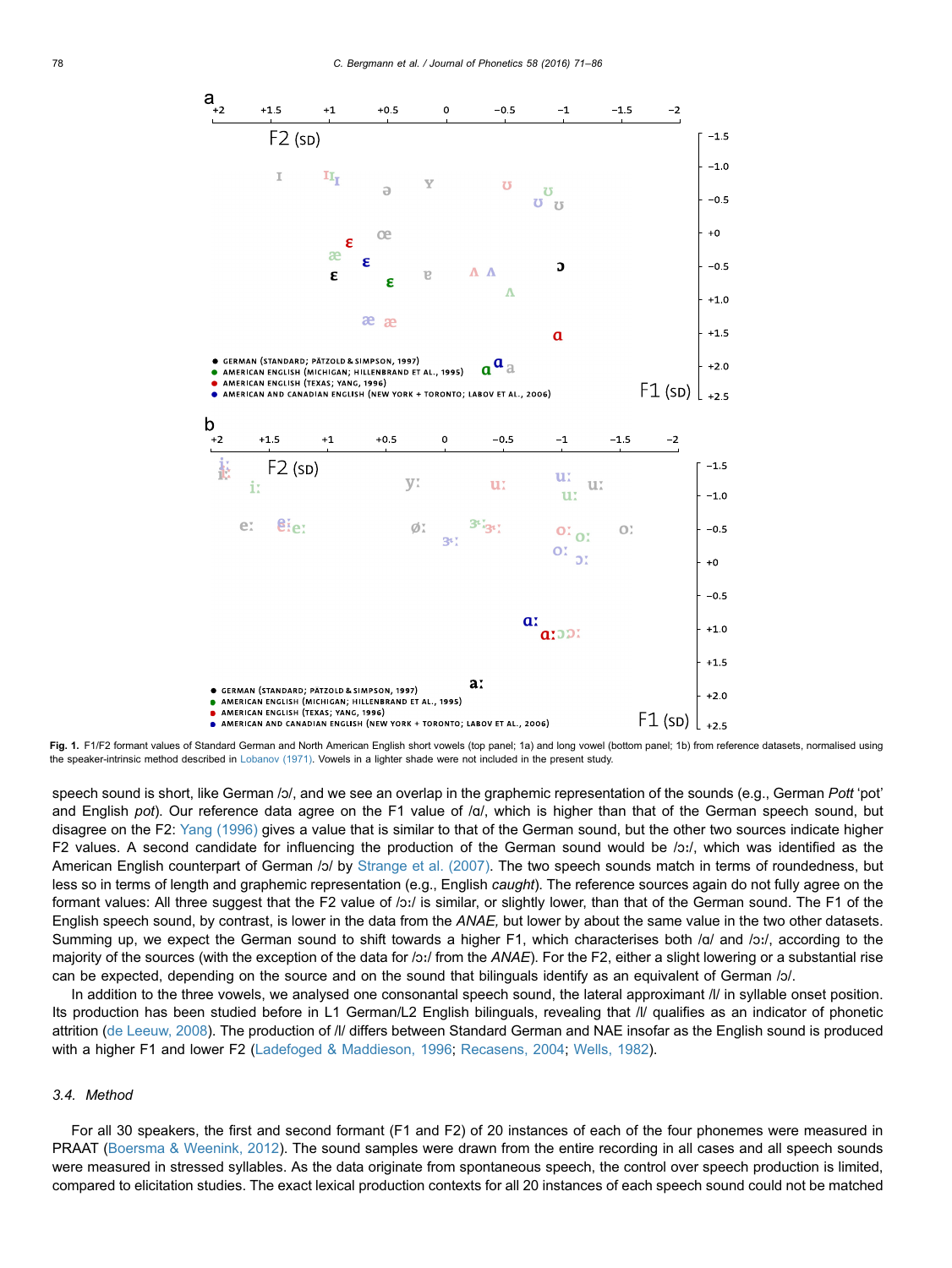Fig. 1. F1/F2 formant values of Standard German and North American English short vowels (top panel; 1a) and long vowel (bottom panel; 1b) from reference datasets, normalised using the speaker-intrinsic method described in Lobanov (1971). Vowels in a lighter shade were not included in the present study.

speech sound is short, like German /ɔ/, and we see an overlap in the graphemic representation of the sounds (e.g., German *Pott* 'pot' and English *pot*). Our reference data agree on the F1 value of /ɑ/, which is higher than that of the German speech sound, but disagree on the F2: Yang (1996) gives a value that is similar to that of the German sound, but the other two sources indicate higher F2 values. A second candidate for influencing the production of the German sound would be /ɔː/, which was identified as the American English counterpart of German /ɔ/ by Strange et al. (2007). The two speech sounds match in terms of roundedness, but less so in terms of length and graphemic representation (e.g., English *caught*). The reference sources again do not fully agree on the formant values: All three suggest that the F2 value of /ɔː/ is similar, or slightly lower, than that of the German sound. The F1 of the English speech sound, by contrast, is lower in the data from the *ANAE,* but lower by about the same value in the two other datasets. Summing up, we expect the German sound to shift towards a higher F1, which characterises both /ɑ/ and /ɔː/, according to the majority of the sources (with the exception of the data for /ɔː/ from the *ANAE*). For the F2, either a slight lowering or a substantial rise can be expected, depending on the source and on the sound that bilinguals identify as an equivalent of German /ɔ/.

In addition to the three vowels, we analysed one consonantal speech sound, the lateral approximant /l/ in syllable onset position. Its production has been studied before in L1 German/L2 English bilinguals, revealing that /l/ qualifies as an indicator of phonetic attrition (de Leeuw, 2008). The production of /l/ differs between Standard German and NAE insofar as the English sound is produced with a higher F1 and lower F2 (Ladefoged & Maddieson, 1996; Recasens, 2004; Wells, 1982).

### 3.4. Method

For all 30 speakers, the first and second formant (F1 and F2) of 20 instances of each of the four phonemes were measured in PRAAT (Boersma & Weenink, 2012). The sound samples were drawn from the entire recording in all cases and all speech sounds were measured in stressed syllables. As the data originate from spontaneous speech, the control over speech production is limited, compared to elicitation studies. The exact lexical production contexts for all 20 instances of each speech sound could not be matched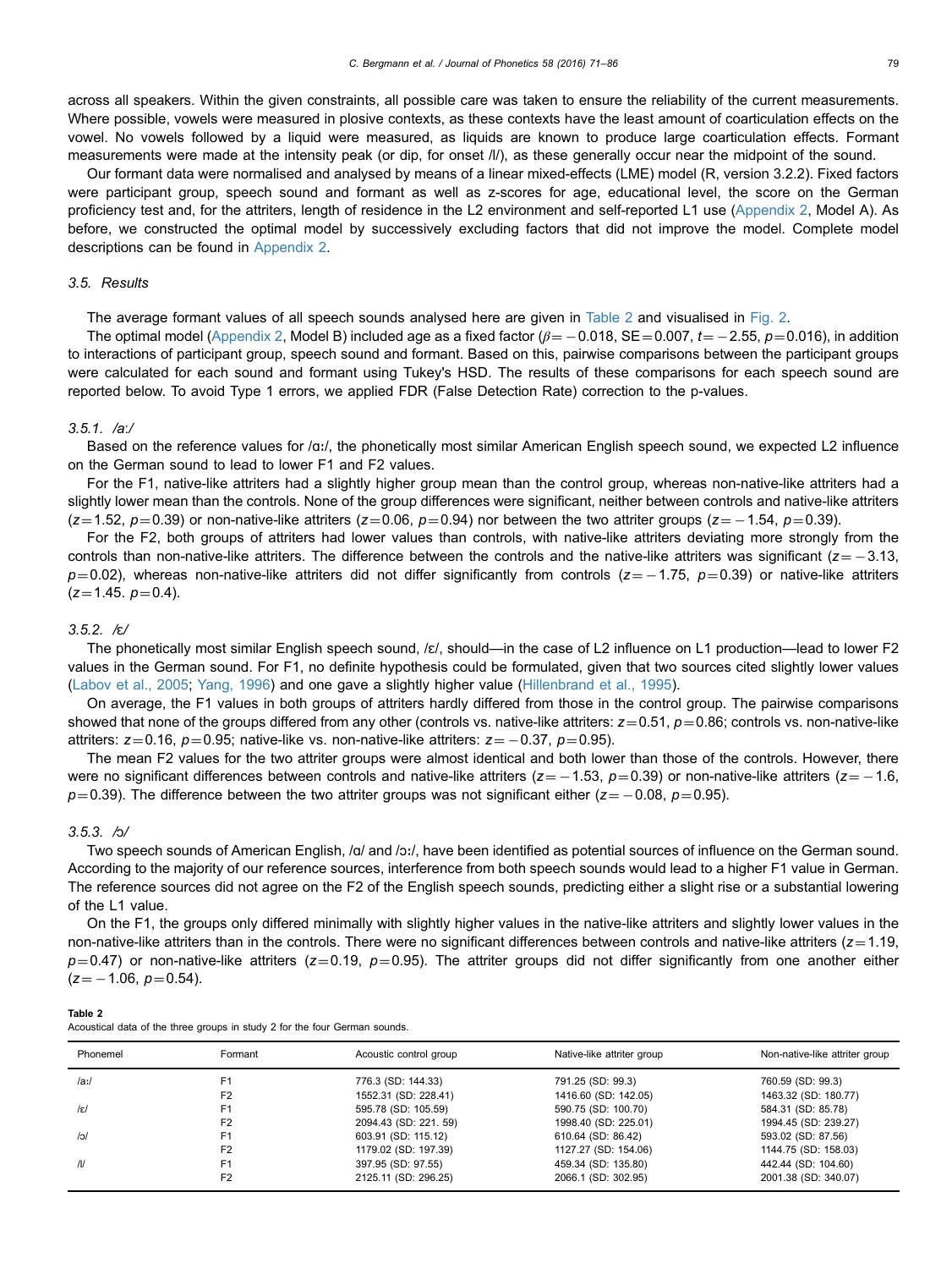across all speakers. Within the given constraints, all possible care was taken to ensure the reliability of the current measurements. Where possible, vowels were measured in plosive contexts, as these contexts have the least amount of coarticulation effects on the vowel. No vowels followed by a liquid were measured, as liquids are known to produce large coarticulation effects. Formant measurements were made at the intensity peak (or dip, for onset /l/), as these generally occur near the midpoint of the sound.

Our formant data were normalised and analysed by means of a linear mixed-effects (LME) model (R, version 3.2.2). Fixed factors were participant group, speech sound and formant as well as z-scores for age, educational level, the score on the German proficiency test and, for the attriters, length of residence in the L2 environment and self-reported L1 use (Appendix 2, Model A). As before, we constructed the optimal model by successively excluding factors that did not improve the model. Complete model descriptions can be found in Appendix 2.

### 3.5. Results

The average formant values of all speech sounds analysed here are given in Table 2 and visualised in Fig. 2.

The optimal model (Appendix 2, Model B) included age as a fixed factor ($\beta = -0.018$, $SE = 0.007$, $t = -2.55$, $p = 0.016$), in addition to interactions of participant group, speech sound and formant. Based on this, pairwise comparisons between the participant groups were calculated for each sound and formant using Tukey's HSD. The results of these comparisons for each speech sound are reported below. To avoid Type 1 errors, we applied FDR (False Detection Rate) correction to the p-values.

#### 3.5.1. /aː/

Based on the reference values for /ɑː/, the phonetically most similar American English speech sound, we expected L2 influence on the German sound to lead to lower F1 and F2 values.

For the F1, native-like attriters had a slightly higher group mean than the control group, whereas non-native-like attriters had a slightly lower mean than the controls. None of the group differences were significant, neither between controls and native-like attriters ($z = 1.52$, $p = 0.39$) or non-native-like attriters ($z = 0.06$, $p = 0.94$) nor between the two attriter groups ($z = -1.54$, $p = 0.39$).

For the F2, both groups of attriters had lower values than controls, with native-like attriters deviating more strongly from the controls than non-native-like attriters. The difference between the controls and the native-like attriters was significant ($z = -3.13$, $p = 0.02$), whereas non-native-like attriters did not differ significantly from controls ($z = -1.75$, $p = 0.39$) or native-like attriters ($z = 1.45$. $p = 0.4$).

#### 3.5.2. /ɛ/

The phonetically most similar English speech sound, /ɛ/, should—in the case of L2 influence on L1 production—lead to lower F2 values in the German sound. For F1, no definite hypothesis could be formulated, given that two sources cited slightly lower values (Labov et al., 2005; Yang, 1996) and one gave a slightly higher value (Hillenbrand et al., 1995).

On average, the F1 values in both groups of attriters hardly differed from those in the control group. The pairwise comparisons showed that none of the groups differed from any other (controls vs. native-like attriters: $z = 0.51$, $p = 0.86$; controls vs. non-native-like attriters: $z = 0.16$, $p = 0.95$; native-like vs. non-native-like attriters: $z = -0.37$, $p = 0.95$).

The mean F2 values for the two attriter groups were almost identical and both lower than those of the controls. However, there were no significant differences between controls and native-like attriters ($z = -1.53$, $p = 0.39$) or non-native-like attriters ($z = -1.6$, $p = 0.39$). The difference between the two attriter groups was not significant either ($z = -0.08$, $p = 0.95$).

#### 3.5.3. /ɔ/

Two speech sounds of American English, /ɑ/ and /ɔː/, have been identified as potential sources of influence on the German sound. According to the majority of our reference sources, interference from both speech sounds would lead to a higher F1 value in German. The reference sources did not agree on the F2 of the English speech sounds, predicting either a slight rise or a substantial lowering of the L1 value.

On the F1, the groups only differed minimally with slightly higher values in the native-like attriters and slightly lower values in the non-native-like attriters than in the controls. There were no significant differences between controls and native-like attriters ($z = 1.19$, $p = 0.47$) or non-native-like attriters ($z = 0.19$, $p = 0.95$). The attriter groups did not differ significantly from one another either ($z = -1.06$, $p = 0.54$).

**Table 2**
Acoustical data of the three groups in study 2 for the four German sounds.

| Phonemel | Formant | Acoustic control group | Native-like attriter group | Non-native-like attriter group |
|---|---|---|---|---|
| /aː/ | F1 | 776.3 (SD: 144.33) | 791.25 (SD: 99.3) | 760.59 (SD: 99.3) |
| | F2 | 1552.31 (SD: 228.41) | 1416.60 (SD: 142.05) | 1463.32 (SD: 180.77) |
| /ɛ/ | F1 | 595.78 (SD: 105.59) | 590.75 (SD: 100.70) | 584.31 (SD: 85.78) |
| | F2 | 2094.43 (SD: 221. 59) | 1998.40 (SD: 225.01) | 1994.45 (SD: 239.27) |
| /ɔ/ | F1 | 603.91 (SD: 115.12) | 610.64 (SD: 86.42) | 593.02 (SD: 87.56) |
| | F2 | 1179.02 (SD: 197.39) | 1127.27 (SD: 154.06) | 1144.75 (SD: 158.03) |
| /l/ | F1 | 397.95 (SD: 97.55) | 459.34 (SD: 135.80) | 442.44 (SD: 104.60) |
| | F2 | 2125.11 (SD: 296.25) | 2066.1 (SD: 302.95) | 2001.38 (SD: 340.07) |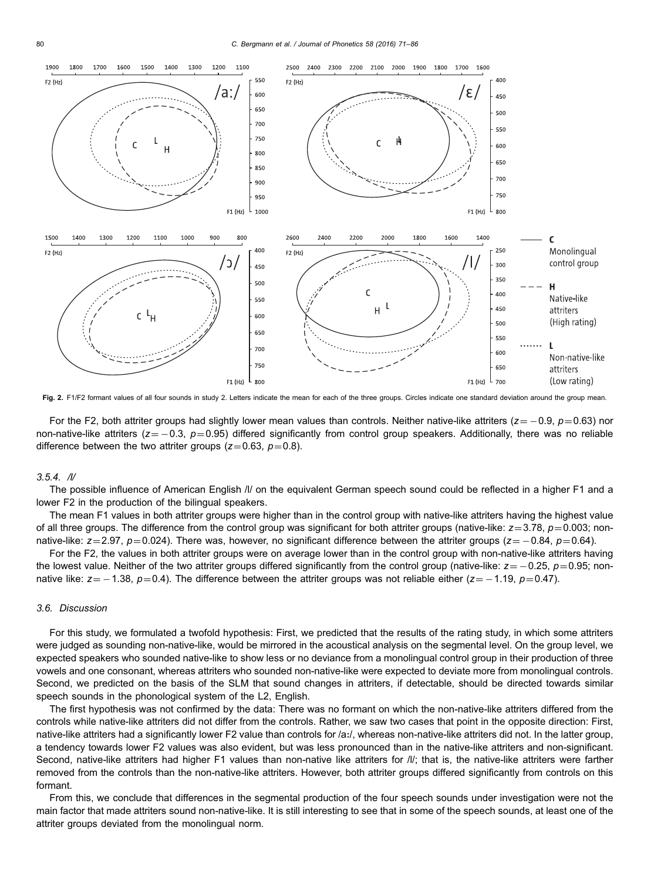Fig. 2. F1/F2 formant values of all four sounds in study 2. Letters indicate the mean for each of the three groups. Circles indicate one standard deviation around the group mean.

For the F2, both attriter groups had slightly lower mean values than controls. Neither native-like attriters ($z=-0.9$, $p=0.63$) nor non-native-like attriters ($z=-0.3$, $p=0.95$) differed significantly from control group speakers. Additionally, there was no reliable difference between the two attriter groups ($z=0.63$, $p=0.8$).

### 3.5.4. /l/

The possible influence of American English /l/ on the equivalent German speech sound could be reflected in a higher F1 and a lower F2 in the production of the bilingual speakers.

The mean F1 values in both attriter groups were higher than in the control group with native-like attriters having the highest value of all three groups. The difference from the control group was significant for both attriter groups (native-like: $z=3.78$, $p=0.003$; non-native-like: $z=2.97$, $p=0.024$). There was, however, no significant difference between the attriter groups ($z=-0.84$, $p=0.64$).

For the F2, the values in both attriter groups were on average lower than in the control group with non-native-like attriters having the lowest value. Neither of the two attriter groups differed significantly from the control group (native-like: $z=-0.25$, $p=0.95$; non-native like: $z=-1.38$, $p=0.4$). The difference between the attriter groups was not reliable either ($z=-1.19$, $p=0.47$).

## 3.6. Discussion

For this study, we formulated a twofold hypothesis: First, we predicted that the results of the rating study, in which some attriters were judged as sounding non-native-like, would be mirrored in the acoustical analysis on the segmental level. On the group level, we expected speakers who sounded native-like to show less or no deviance from a monolingual control group in their production of three vowels and one consonant, whereas attriters who sounded non-native-like were expected to deviate more from monolingual controls. Second, we predicted on the basis of the SLM that sound changes in attriters, if detectable, should be directed towards similar speech sounds in the phonological system of the L2, English.

The first hypothesis was not confirmed by the data: There was no formant on which the non-native-like attriters differed from the controls while native-like attriters did not differ from the controls. Rather, we saw two cases that point in the opposite direction: First, native-like attriters had a significantly lower F2 value than controls for /aː/, whereas non-native-like attriters did not. In the latter group, a tendency towards lower F2 values was also evident, but was less pronounced than in the native-like attriters and non-significant. Second, native-like attriters had higher F1 values than non-native like attriters for /l/; that is, the native-like attriters were farther removed from the controls than the non-native-like attriters. However, both attriter groups differed significantly from controls on this formant.

From this, we conclude that differences in the segmental production of the four speech sounds under investigation were not the main factor that made attriters sound non-native-like. It is still interesting to see that in some of the speech sounds, at least one of the attriter groups deviated from the monolingual norm.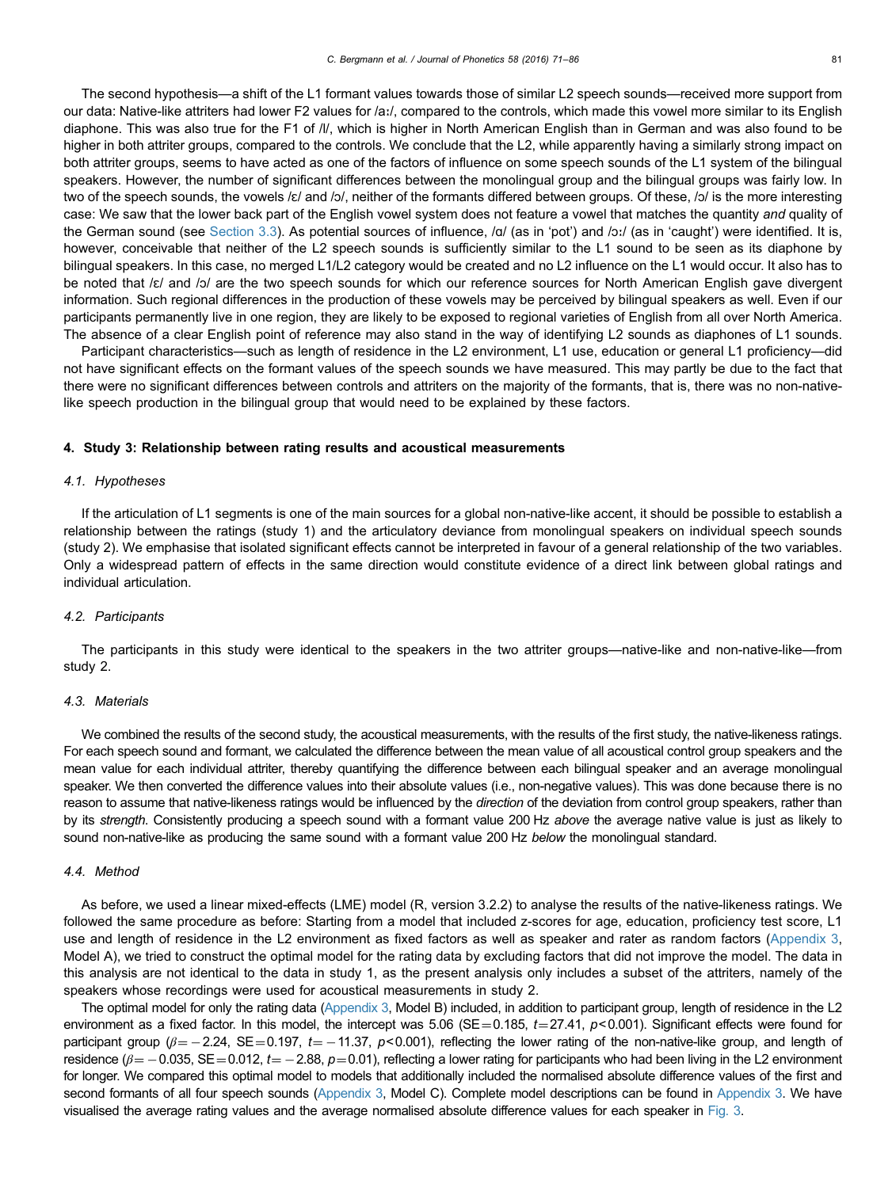The second hypothesis—a shift of the L1 formant values towards those of similar L2 speech sounds—received more support from our data: Native-like attriters had lower F2 values for /aː/, compared to the controls, which made this vowel more similar to its English diaphone. This was also true for the F1 of /l/, which is higher in North American English than in German and was also found to be higher in both attriter groups, compared to the controls. We conclude that the L2, while apparently having a similarly strong impact on both attriter groups, seems to have acted as one of the factors of influence on some speech sounds of the L1 system of the bilingual speakers. However, the number of significant differences between the monolingual group and the bilingual groups was fairly low. In two of the speech sounds, the vowels /ɛ/ and /ɔ/, neither of the formants differed between groups. Of these, /ɔ/ is the more interesting case: We saw that the lower back part of the English vowel system does not feature a vowel that matches the quantity *and* quality of the German sound (see Section 3.3). As potential sources of influence, /ɑ/ (as in 'pot') and /ɔː/ (as in 'caught') were identified. It is, however, conceivable that neither of the L2 speech sounds is sufficiently similar to the L1 sound to be seen as its diaphone by bilingual speakers. In this case, no merged L1/L2 category would be created and no L2 influence on the L1 would occur. It also has to be noted that /ɛ/ and /ɔ/ are the two speech sounds for which our reference sources for North American English gave divergent information. Such regional differences in the production of these vowels may be perceived by bilingual speakers as well. Even if our participants permanently live in one region, they are likely to be exposed to regional varieties of English from all over North America. The absence of a clear English point of reference may also stand in the way of identifying L2 sounds as diaphones of L1 sounds.

Participant characteristics—such as length of residence in the L2 environment, L1 use, education or general L1 proficiency—did not have significant effects on the formant values of the speech sounds we have measured. This may partly be due to the fact that there were no significant differences between controls and attriters on the majority of the formants, that is, there was no non-native-like speech production in the bilingual group that would need to be explained by these factors.

## 4. Study 3: Relationship between rating results and acoustical measurements

### 4.1. Hypotheses

If the articulation of L1 segments is one of the main sources for a global non-native-like accent, it should be possible to establish a relationship between the ratings (study 1) and the articulatory deviance from monolingual speakers on individual speech sounds (study 2). We emphasise that isolated significant effects cannot be interpreted in favour of a general relationship of the two variables. Only a widespread pattern of effects in the same direction would constitute evidence of a direct link between global ratings and individual articulation.

### 4.2. Participants

The participants in this study were identical to the speakers in the two attriter groups—native-like and non-native-like—from study 2.

### 4.3. Materials

We combined the results of the second study, the acoustical measurements, with the results of the first study, the native-likeness ratings. For each speech sound and formant, we calculated the difference between the mean value of all acoustical control group speakers and the mean value for each individual attriter, thereby quantifying the difference between each bilingual speaker and an average monolingual speaker. We then converted the difference values into their absolute values (i.e., non-negative values). This was done because there is no reason to assume that native-likeness ratings would be influenced by the *direction* of the deviation from control group speakers, rather than by its *strength*. Consistently producing a speech sound with a formant value 200 Hz *above* the average native value is just as likely to sound non-native-like as producing the same sound with a formant value 200 Hz *below* the monolingual standard.

### 4.4. Method

As before, we used a linear mixed-effects (LME) model (R, version 3.2.2) to analyse the results of the native-likeness ratings. We followed the same procedure as before: Starting from a model that included z-scores for age, education, proficiency test score, L1 use and length of residence in the L2 environment as fixed factors as well as speaker and rater as random factors (Appendix 3, Model A), we tried to construct the optimal model for the rating data by excluding factors that did not improve the model. The data in this analysis are not identical to the data in study 1, as the present analysis only includes a subset of the attriters, namely of the speakers whose recordings were used for acoustical measurements in study 2.

The optimal model for only the rating data (Appendix 3, Model B) included, in addition to participant group, length of residence in the L2 environment as a fixed factor. In this model, the intercept was 5.06 ($SE = 0.185$, $t = 27.41$, $p < 0.001$). Significant effects were found for participant group ($\beta = -2.24$, $SE = 0.197$, $t = -11.37$, $p < 0.001$), reflecting the lower rating of the non-native-like group, and length of residence ($\beta = -0.035$, $SE = 0.012$, $t = -2.88$, $p = 0.01$), reflecting a lower rating for participants who had been living in the L2 environment for longer. We compared this optimal model to models that additionally included the normalised absolute difference values of the first and second formants of all four speech sounds (Appendix 3, Model C). Complete model descriptions can be found in Appendix 3. We have visualised the average rating values and the average normalised absolute difference values for each speaker in Fig. 3.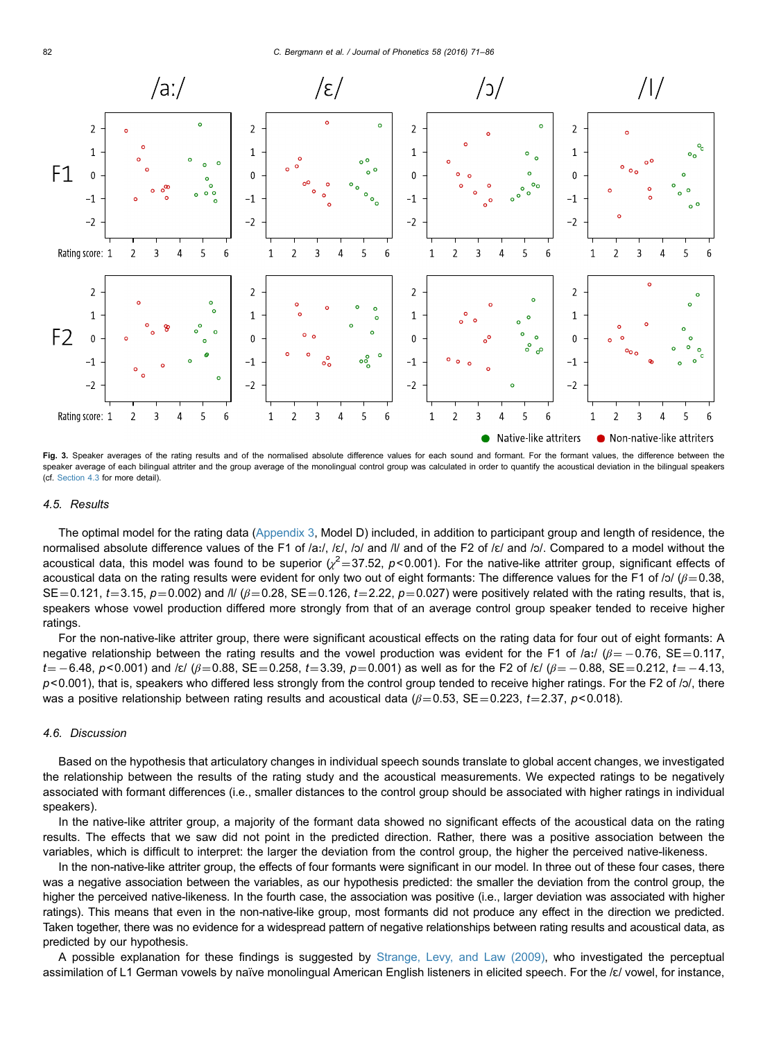**Fig. 3.** Speaker averages of the rating results and of the normalised absolute difference values for each sound and formant. For the formant values, the difference between the speaker average of each bilingual attriter and the group average of the monolingual control group was calculated in order to quantify the acoustical deviation in the bilingual speakers (cf. Section 4.3 for more detail).

### 4.5. Results

The optimal model for the rating data (Appendix 3, Model D) included, in addition to participant group and length of residence, the normalised absolute difference values of the F1 of /aː/, /ɛ/, /ɔ/ and /I/ and of the F2 of /ɛ/ and /ɔ/. Compared to a model without the acoustical data, this model was found to be superior ($\chi^2$=37.52, $p$<0.001). For the native-like attriter group, significant effects of acoustical data on the rating results were evident for only two out of eight formants: The difference values for the F1 of /ɔ/ ($\beta$=0.38, SE=0.121, $t$=3.15, $p$=0.002) and /I/ ($\beta$=0.28, SE=0.126, $t$=2.22, $p$=0.027) were positively related with the rating results, that is, speakers whose vowel production differed more strongly from that of an average control group speaker tended to receive higher ratings.

For the non-native-like attriter group, there were significant acoustical effects on the rating data for four out of eight formants: A negative relationship between the rating results and the vowel production was evident for the F1 of /aː/ ($\beta$=−0.76, SE=0.117, $t$=−6.48, $p$<0.001) and /ɛ/ ($\beta$=0.88, SE=0.258, $t$=3.39, $p$=0.001) as well as for the F2 of /ɛ/ ($\beta$=−0.88, SE=0.212, $t$=−4.13, $p$<0.001), that is, speakers who differed less strongly from the control group tended to receive higher ratings. For the F2 of /ɔ/, there was a positive relationship between rating results and acoustical data ($\beta$=0.53, SE=0.223, $t$=2.37, $p$<0.018).

### 4.6. Discussion

Based on the hypothesis that articulatory changes in individual speech sounds translate to global accent changes, we investigated the relationship between the results of the rating study and the acoustical measurements. We expected ratings to be negatively associated with formant differences (i.e., smaller distances to the control group should be associated with higher ratings in individual speakers).

In the native-like attriter group, a majority of the formant data showed no significant effects of the acoustical data on the rating results. The effects that we saw did not point in the predicted direction. Rather, there was a positive association between the variables, which is difficult to interpret: the larger the deviation from the control group, the higher the perceived native-likeness.

In the non-native-like attriter group, the effects of four formants were significant in our model. In three out of these four cases, there was a negative association between the variables, as our hypothesis predicted: the smaller the deviation from the control group, the higher the perceived native-likeness. In the fourth case, the association was positive (i.e., larger deviation was associated with higher ratings). This means that even in the non-native-like group, most formants did not produce any effect in the direction we predicted. Taken together, there was no evidence for a widespread pattern of negative relationships between rating results and acoustical data, as predicted by our hypothesis.

A possible explanation for these findings is suggested by Strange, Levy, and Law (2009), who investigated the perceptual assimilation of L1 German vowels by naïve monolingual American English listeners in elicited speech. For the /ɛ/ vowel, for instance,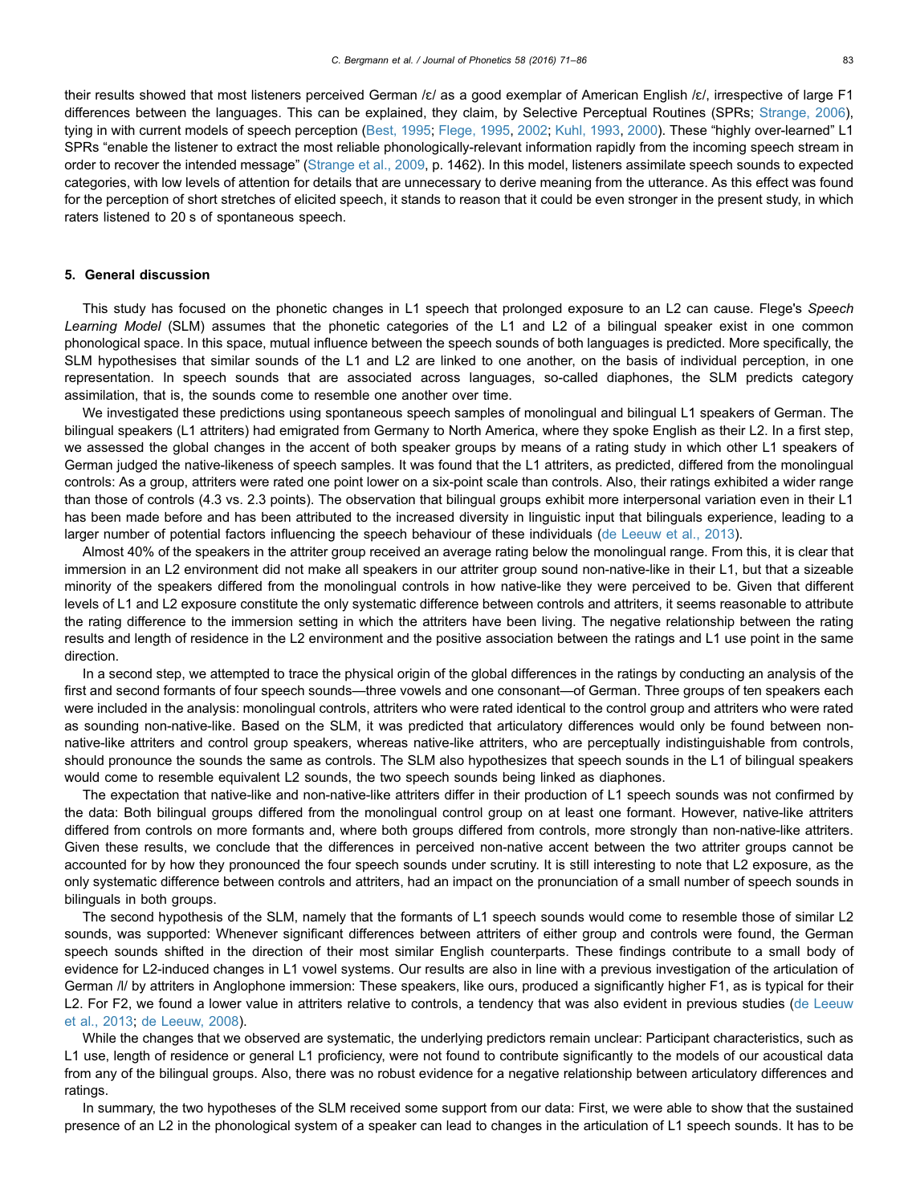their results showed that most listeners perceived German /ɛ/ as a good exemplar of American English /ɛ/, irrespective of large F1 differences between the languages. This can be explained, they claim, by Selective Perceptual Routines (SPRs; Strange, 2006), tying in with current models of speech perception (Best, 1995; Flege, 1995, 2002; Kuhl, 1993, 2000). These "highly over-learned" L1 SPRs "enable the listener to extract the most reliable phonologically-relevant information rapidly from the incoming speech stream in order to recover the intended message" (Strange et al., 2009, p. 1462). In this model, listeners assimilate speech sounds to expected categories, with low levels of attention for details that are unnecessary to derive meaning from the utterance. As this effect was found for the perception of short stretches of elicited speech, it stands to reason that it could be even stronger in the present study, in which raters listened to 20 s of spontaneous speech.

## 5. General discussion

This study has focused on the phonetic changes in L1 speech that prolonged exposure to an L2 can cause. Flege's *Speech Learning Model* (SLM) assumes that the phonetic categories of the L1 and L2 of a bilingual speaker exist in one common phonological space. In this space, mutual influence between the speech sounds of both languages is predicted. More specifically, the SLM hypothesises that similar sounds of the L1 and L2 are linked to one another, on the basis of individual perception, in one representation. In speech sounds that are associated across languages, so-called diaphones, the SLM predicts category assimilation, that is, the sounds come to resemble one another over time.

We investigated these predictions using spontaneous speech samples of monolingual and bilingual L1 speakers of German. The bilingual speakers (L1 attriters) had emigrated from Germany to North America, where they spoke English as their L2. In a first step, we assessed the global changes in the accent of both speaker groups by means of a rating study in which other L1 speakers of German judged the native-likeness of speech samples. It was found that the L1 attriters, as predicted, differed from the monolingual controls: As a group, attriters were rated one point lower on a six-point scale than controls. Also, their ratings exhibited a wider range than those of controls (4.3 vs. 2.3 points). The observation that bilingual groups exhibit more interpersonal variation even in their L1 has been made before and has been attributed to the increased diversity in linguistic input that bilinguals experience, leading to a larger number of potential factors influencing the speech behaviour of these individuals (de Leeuw et al., 2013).

Almost 40% of the speakers in the attriter group received an average rating below the monolingual range. From this, it is clear that immersion in an L2 environment did not make all speakers in our attriter group sound non-native-like in their L1, but that a sizeable minority of the speakers differed from the monolingual controls in how native-like they were perceived to be. Given that different levels of L1 and L2 exposure constitute the only systematic difference between controls and attriters, it seems reasonable to attribute the rating difference to the immersion setting in which the attriters have been living. The negative relationship between the rating results and length of residence in the L2 environment and the positive association between the ratings and L1 use point in the same direction.

In a second step, we attempted to trace the physical origin of the global differences in the ratings by conducting an analysis of the first and second formants of four speech sounds—three vowels and one consonant—of German. Three groups of ten speakers each were included in the analysis: monolingual controls, attriters who were rated identical to the control group and attriters who were rated as sounding non-native-like. Based on the SLM, it was predicted that articulatory differences would only be found between non-native-like attriters and control group speakers, whereas native-like attriters, who are perceptually indistinguishable from controls, should pronounce the sounds the same as controls. The SLM also hypothesizes that speech sounds in the L1 of bilingual speakers would come to resemble equivalent L2 sounds, the two speech sounds being linked as diaphones.

The expectation that native-like and non-native-like attriters differ in their production of L1 speech sounds was not confirmed by the data: Both bilingual groups differed from the monolingual control group on at least one formant. However, native-like attriters differed from controls on more formants and, where both groups differed from controls, more strongly than non-native-like attriters. Given these results, we conclude that the differences in perceived non-native accent between the two attriter groups cannot be accounted for by how they pronounced the four speech sounds under scrutiny. It is still interesting to note that L2 exposure, as the only systematic difference between controls and attriters, had an impact on the pronunciation of a small number of speech sounds in bilinguals in both groups.

The second hypothesis of the SLM, namely that the formants of L1 speech sounds would come to resemble those of similar L2 sounds, was supported: Whenever significant differences between attriters of either group and controls were found, the German speech sounds shifted in the direction of their most similar English counterparts. These findings contribute to a small body of evidence for L2-induced changes in L1 vowel systems. Our results are also in line with a previous investigation of the articulation of German /l/ by attriters in Anglophone immersion: These speakers, like ours, produced a significantly higher F1, as is typical for their L2. For F2, we found a lower value in attriters relative to controls, a tendency that was also evident in previous studies (de Leeuw et al., 2013; de Leeuw, 2008).

While the changes that we observed are systematic, the underlying predictors remain unclear: Participant characteristics, such as L1 use, length of residence or general L1 proficiency, were not found to contribute significantly to the models of our acoustical data from any of the bilingual groups. Also, there was no robust evidence for a negative relationship between articulatory differences and ratings.

In summary, the two hypotheses of the SLM received some support from our data: First, we were able to show that the sustained presence of an L2 in the phonological system of a speaker can lead to changes in the articulation of L1 speech sounds. It has to be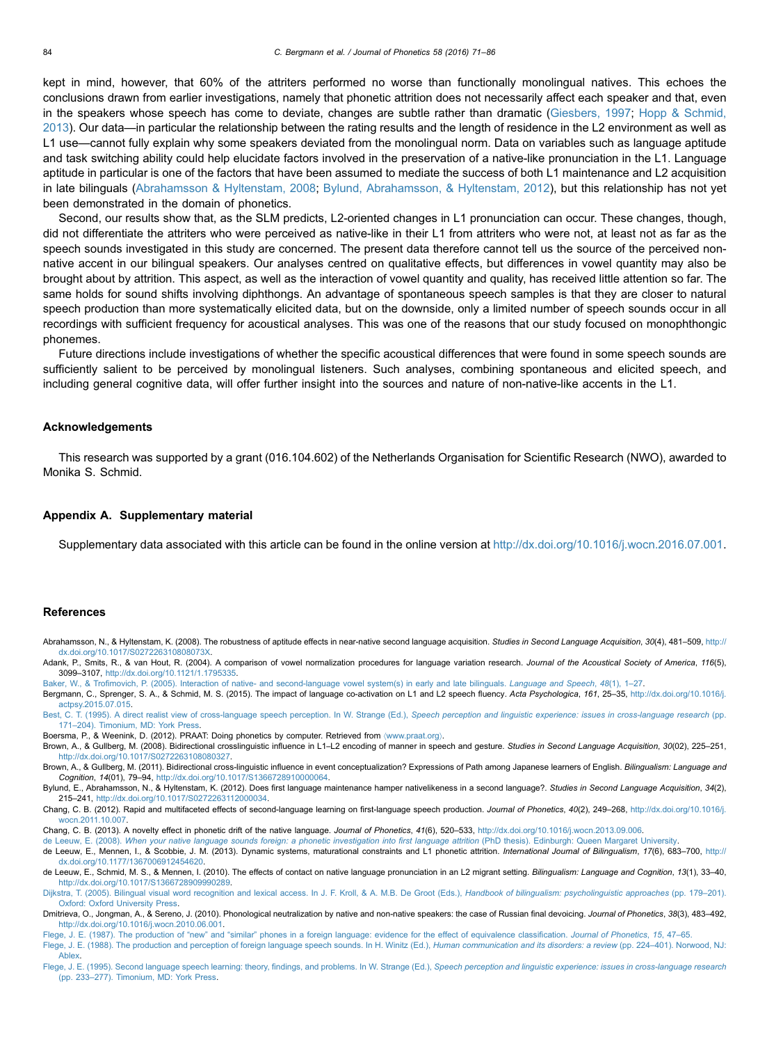kept in mind, however, that 60% of the attriters performed no worse than functionally monolingual natives. This echoes the conclusions drawn from earlier investigations, namely that phonetic attrition does not necessarily affect each speaker and that, even in the speakers whose speech has come to deviate, changes are subtle rather than dramatic (Giesbers, 1997; Hopp & Schmid, 2013). Our data—in particular the relationship between the rating results and the length of residence in the L2 environment as well as L1 use—cannot fully explain why some speakers deviated from the monolingual norm. Data on variables such as language aptitude and task switching ability could help elucidate factors involved in the preservation of a native-like pronunciation in the L1. Language aptitude in particular is one of the factors that have been assumed to mediate the success of both L1 maintenance and L2 acquisition in late bilinguals (Abrahamsson & Hyltenstam, 2008; Bylund, Abrahamsson, & Hyltenstam, 2012), but this relationship has not yet been demonstrated in the domain of phonetics.

Second, our results show that, as the SLM predicts, L2-oriented changes in L1 pronunciation can occur. These changes, though, did not differentiate the attriters who were perceived as native-like in their L1 from attriters who were not, at least not as far as the speech sounds investigated in this study are concerned. The present data therefore cannot tell us the source of the perceived non-native accent in our bilingual speakers. Our analyses centred on qualitative effects, but differences in vowel quantity may also be brought about by attrition. This aspect, as well as the interaction of vowel quantity and quality, has received little attention so far. The same holds for sound shifts involving diphthongs. An advantage of spontaneous speech samples is that they are closer to natural speech production than more systematically elicited data, but on the downside, only a limited number of speech sounds occur in all recordings with sufficient frequency for acoustical analyses. This was one of the reasons that our study focused on monophthongic phonemes.

Future directions include investigations of whether the specific acoustical differences that were found in some speech sounds are sufficiently salient to be perceived by monolingual listeners. Such analyses, combining spontaneous and elicited speech, and including general cognitive data, will offer further insight into the sources and nature of non-native-like accents in the L1.

## Acknowledgements

This research was supported by a grant (016.104.602) of the Netherlands Organisation for Scientific Research (NWO), awarded to Monika S. Schmid.

## Appendix A. Supplementary material

Supplementary data associated with this article can be found in the online version at http://dx.doi.org/10.1016/j.wocn.2016.07.001.

## References

Abrahamsson, N., & Hyltenstam, K. (2008). The robustness of aptitude effects in near-native second language acquisition. *Studies in Second Language Acquisition*, *30*(4), 481–509, http://dx.doi.org/10.1017/S027226310808073X.

Adank, P., Smits, R., & van Hout, R. (2004). A comparison of vowel normalization procedures for language variation research. *Journal of the Acoustical Society of America*, *116*(5), 3099–3107, http://dx.doi.org/10.1121/1.1795335.

Baker, W., & Trofimovich, P. (2005). Interaction of native- and second-language vowel system(s) in early and late bilinguals. *Language and Speech*, *48*(1), 1–27.

Bergmann, C., Sprenger, S. A., & Schmid, M. S. (2015). The impact of language co-activation on L1 and L2 speech fluency. *Acta Psychologica*, *161*, 25–35, http://dx.doi.org/10.1016/j.actpsy.2015.07.015.

Best, C. T. (1995). A direct realist view of cross-language speech perception. In W. Strange (Ed.), *Speech perception and linguistic experience: issues in cross-language research* (pp. 171–204). Timonium, MD: York Press.

Boersma, P., & Weenink, D. (2012). PRAAT: Doing phonetics by computer. Retrieved from ⟨www.praat.org⟩.

Brown, A., & Gullberg, M. (2008). Bidirectional crosslinguistic influence in L1–L2 encoding of manner in speech and gesture. *Studies in Second Language Acquisition*, *30*(02), 225–251, http://dx.doi.org/10.1017/S0272263108080327.

Brown, A., & Gullberg, M. (2011). Bidirectional cross-linguistic influence in event conceptualization? Expressions of Path among Japanese learners of English. *Bilingualism: Language and Cognition*, *14*(01), 79–94, http://dx.doi.org/10.1017/S1366728910000064.

Bylund, E., Abrahamsson, N., & Hyltenstam, K. (2012). Does first language maintenance hamper nativelikeness in a second language?. *Studies in Second Language Acquisition*, *34*(2), 215–241, http://dx.doi.org/10.1017/S0272263112000034.

Chang, C. B. (2012). Rapid and multifaceted effects of second-language learning on first-language speech production. *Journal of Phonetics*, *40*(2), 249–268, http://dx.doi.org/10.1016/j.wocn.2011.10.007.

Chang, C. B. (2013). A novelty effect in phonetic drift of the native language. *Journal of Phonetics*, *41*(6), 520–533, http://dx.doi.org/10.1016/j.wocn.2013.09.006.

de Leeuw, E. (2008). *When your native language sounds foreign: a phonetic investigation into first language attrition* (PhD thesis). Edinburgh: Queen Margaret University.

de Leeuw, E., Mennen, I., & Scobbie, J. M. (2013). Dynamic systems, maturational constraints and L1 phonetic attrition. *International Journal of Bilingualism*, *17*(6), 683–700, http://dx.doi.org/10.1177/1367006912454620.

de Leeuw, E., Schmid, M. S., & Mennen, I. (2010). The effects of contact on native language pronunciation in an L2 migrant setting. *Bilingualism: Language and Cognition*, *13*(1), 33–40, http://dx.doi.org/10.1017/S1366728909990289.

Dijkstra, T. (2005). Bilingual visual word recognition and lexical access. In J. F. Kroll, & A. M.B. De Groot (Eds.), *Handbook of bilingualism: psycholinguistic approaches* (pp. 179–201). Oxford: Oxford University Press.

Dmitrieva, O., Jongman, A., & Sereno, J. (2010). Phonological neutralization by native and non-native speakers: the case of Russian final devoicing. *Journal of Phonetics*, *38*(3), 483–492, http://dx.doi.org/10.1016/j.wocn.2010.06.001.

Flege, J. E. (1987). The production of "new" and "similar" phones in a foreign language: evidence for the effect of equivalence classification. *Journal of Phonetics*, *15*, 47–65.

Flege, J. E. (1988). The production and perception of foreign language speech sounds. In H. Winitz (Ed.), *Human communication and its disorders: a review* (pp. 224–401). Norwood, NJ: Ablex.

Flege, J. E. (1995). Second language speech learning: theory, findings, and problems. In W. Strange (Ed.), *Speech perception and linguistic experience: issues in cross-language research* (pp. 233–277). Timonium, MD: York Press.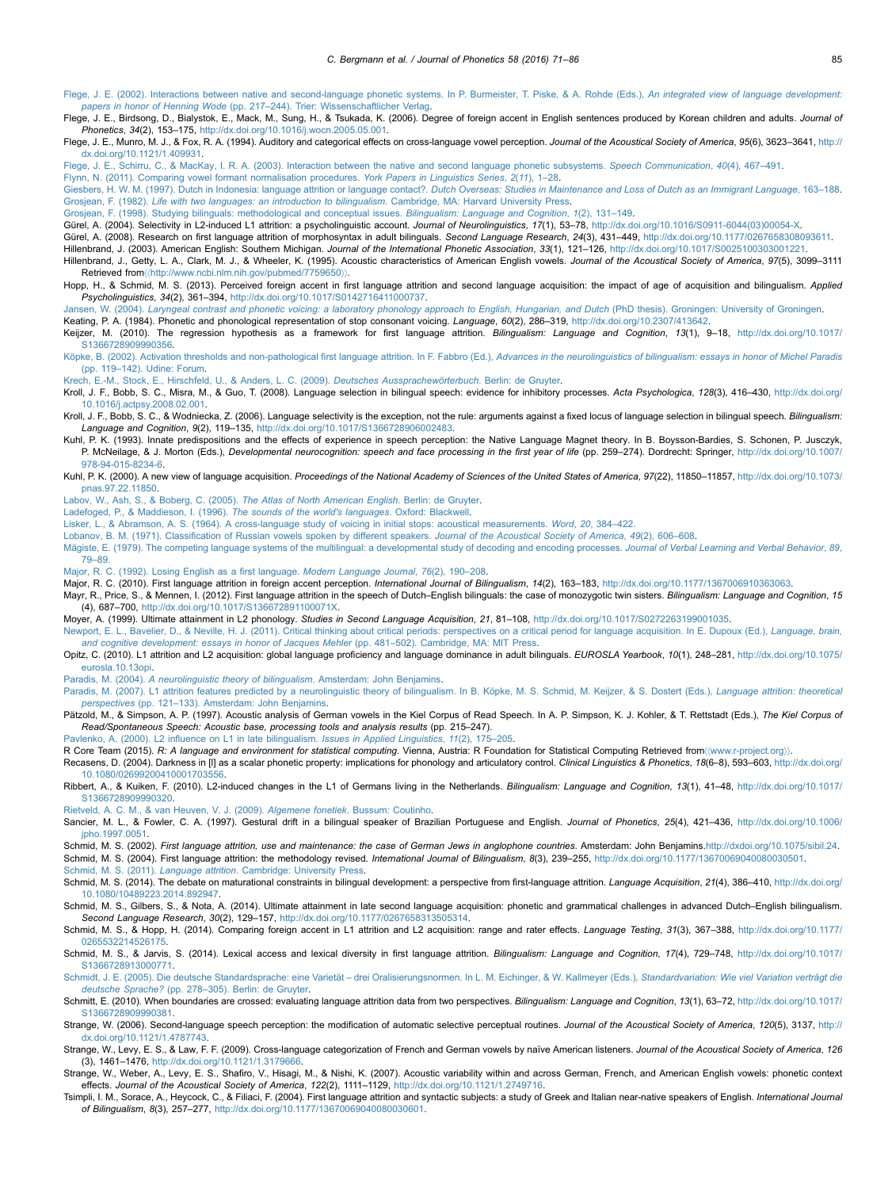Flege, J. E. (2002). Interactions between native and second-language phonetic systems. In P. Burmeister, T. Piske, & A. Rohde (Eds.), *An integrated view of language development: papers in honor of Henning Wode* (pp. 217–244). Trier: Wissenschaftlicher Verlag.

Flege, J. E., Birdsong, D., Bialystok, E., Mack, M., Sung, H., & Tsukada, K. (2006). Degree of foreign accent in English sentences produced by Korean children and adults. *Journal of Phonetics*, *34*(2), 153–175, http://dx.doi.org/10.1016/j.wocn.2005.05.001.

Flege, J. E., Munro, M. J., & Fox, R. A. (1994). Auditory and categorical effects on cross-language vowel perception. *Journal of the Acoustical Society of America*, *95*(6), 3623–3641, http://dx.doi.org/10.1121/1.409931.

Flege, J. E., Schirru, C., & MacKay, I. R. A. (2003). Interaction between the native and second language phonetic subsystems. *Speech Communication*, *40*(4), 467–491.

Flynn, N. (2011). Comparing vowel formant normalisation procedures. *York Papers in Linguistics Series*, *2*(*11*), 1–28.

Giesbers, H. W. M. (1997). Dutch in Indonesia: language attrition or language contact?. *Dutch Overseas: Studies in Maintenance and Loss of Dutch as an Immigrant Language*, 163–188.

Grosjean, F. (1982). *Life with two languages: an introduction to bilingualism*. Cambridge, MA: Harvard University Press.

Grosjean, F. (1998). Studying bilinguals: methodological and conceptual issues. *Bilingualism: Language and Cognition*, *1*(2), 131–149.

Gürel, A. (2004). Selectivity in L2-induced L1 attrition: a psycholinguistic account. *Journal of Neurolinguistics*, *17*(1), 53–78, http://dx.doi.org/10.1016/S0911-6044(03)00054-X.

Gürel, A. (2008). Research on first language attrition of morphosyntax in adult bilinguals. *Second Language Research*, *24*(3), 431–449, http://dx.doi.org/10.1177/0267658308093611.

Hillenbrand, J. (2003). American English: Southern Michigan. *Journal of the International Phonetic Association*, *33*(1), 121–126, http://dx.doi.org/10.1017/S0025100303001221.

Hillenbrand, J., Getty, L. A., Clark, M. J., & Wheeler, K. (1995). Acoustic characteristics of American English vowels. *Journal of the Acoustical Society of America*, *97*(5), 3099–3111 Retrieved from⟨http://www.ncbi.nlm.nih.gov/pubmed/7759650⟩.

Hopp, H., & Schmid, M. S. (2013). Perceived foreign accent in first language attrition and second language acquisition: the impact of age of acquisition and bilingualism. *Applied Psycholinguistics*, *34*(2), 361–394, http://dx.doi.org/10.1017/S0142716411000737.

Jansen, W. (2004). *Laryngeal contrast and phonetic voicing: a laboratory phonology approach to English, Hungarian, and Dutch* (PhD thesis). Groningen: University of Groningen.

Keating, P. A. (1984). Phonetic and phonological representation of stop consonant voicing. *Language*, *60*(2), 286–319, http://dx.doi.org/10.2307/413642.

Keijzer, M. (2010). The regression hypothesis as a framework for first language attrition. *Bilingualism: Language and Cognition*, *13*(1), 9–18, http://dx.doi.org/10.1017/S1366728909990356.

Köpke, B. (2002). Activation thresholds and non-pathological first language attrition. In F. Fabbro (Ed.), *Advances in the neurolinguistics of bilingualism: essays in honor of Michel Paradis* (pp. 119–142). Udine: Forum.

Krech, E.-M., Stock, E., Hirschfeld, U., & Anders, L. C. (2009). *Deutsches Aussprachewörterbuch*. Berlin: de Gruyter.

Kroll, J. F., Bobb, S. C., Misra, M., & Guo, T. (2008). Language selection in bilingual speech: evidence for inhibitory processes. *Acta Psychologica*, *128*(3), 416–430, http://dx.doi.org/10.1016/j.actpsy.2008.02.001.

Kroll, J. F., Bobb, S. C., & Wodniecka, Z. (2006). Language selectivity is the exception, not the rule: arguments against a fixed locus of language selection in bilingual speech. *Bilingualism: Language and Cognition*, *9*(2), 119–135, http://dx.doi.org/10.1017/S1366728906002483.

Kuhl, P. K. (1993). Innate predispositions and the effects of experience in speech perception: the Native Language Magnet theory. In B. Boysson-Bardies, S. Schonen, P. Jusczyk, P. McNeilage, & J. Morton (Eds.), *Developmental neurocognition: speech and face processing in the first year of life* (pp. 259–274). Dordrecht: Springer, http://dx.doi.org/10.1007/978-94-015-8234-6.

Kuhl, P. K. (2000). A new view of language acquisition. *Proceedings of the National Academy of Sciences of the United States of America*, *97*(22), 11850–11857, http://dx.doi.org/10.1073/pnas.97.22.11850.

Labov, W., Ash, S., & Boberg, C. (2005). *The Atlas of North American English*. Berlin: de Gruyter.

Ladefoged, P., & Maddieson, I. (1996). *The sounds of the world's languages*. Oxford: Blackwell.

Lisker, L., & Abramson, A. S. (1964). A cross-language study of voicing in initial stops: acoustical measurements. *Word*, *20*, 384–422.

Lobanov, B. M. (1971). Classification of Russian vowels spoken by different speakers. *Journal of the Acoustical Society of America*, *49*(2), 606–608.

Mägiste, E. (1979). The competing language systems of the multilingual: a developmental study of decoding and encoding processes. *Journal of Verbal Learning and Verbal Behavior*, *89*, 79–89.

Major, R. C. (1992). Losing English as a first language. *Modern Language Journal*, *76*(2), 190–208.

Major, R. C. (2010). First language attrition in foreign accent perception. *International Journal of Bilingualism*, *14*(2), 163–183, http://dx.doi.org/10.1177/1367006910363063.

Mayr, R., Price, S., & Mennen, I. (2012). First language attrition in the speech of Dutch–English bilinguals: the case of monozygotic twin sisters. *Bilingualism: Language and Cognition*, *15*(4), 687–700, http://dx.doi.org/10.1017/S136672891100071X.

Moyer, A. (1999). Ultimate attainment in L2 phonology. *Studies in Second Language Acquisition*, *21*, 81–108, http://dx.doi.org/10.1017/S0272263199001035.

Newport, E. L., Bavelier, D., & Neville, H. J. (2011). Critical thinking about critical periods: perspectives on a critical period for language acquisition. In E. Dupoux (Ed.), *Language, brain, and cognitive development: essays in honor of Jacques Mehler* (pp. 481–502). Cambridge, MA: MIT Press.

Opitz, C. (2010). L1 attrition and L2 acquisition: global language proficiency and language dominance in adult bilinguals. *EUROSLA Yearbook*, *10*(1), 248–281, http://dx.doi.org/10.1075/eurosla.10.13opi.

Paradis, M. (2004). *A neurolinguistic theory of bilingualism*. Amsterdam: John Benjamins.

Paradis, M. (2007). L1 attrition features predicted by a neurolinguistic theory of bilingualism. In B. Köpke, M. S. Schmid, M. Keijzer, & S. Dostert (Eds.), *Language attrition: theoretical perspectives* (pp. 121–133). Amsterdam: John Benjamins.

Pätzold, M., & Simpson, A. P. (1997). Acoustic analysis of German vowels in the Kiel Corpus of Read Speech. In A. P. Simpson, K. J. Kohler, & T. Rettstadt (Eds.), *The Kiel Corpus of Read/Spontaneous Speech: Acoustic base, processing tools and analysis results* (pp. 215–247).

Pavlenko, A. (2000). L2 influence on L1 in late bilingualism. *Issues in Applied Linguistics*, *11*(2), 175–205.

R Core Team (2015). *R: A language and environment for statistical computing*. Vienna, Austria: R Foundation for Statistical Computing Retrieved from⟨www.r-project.org⟩.

Recasens, D. (2004). Darkness in [l] as a scalar phonetic property: implications for phonology and articulatory control. *Clinical Linguistics & Phonetics*, *18*(6–8), 593–603, http://dx.doi.org/10.1080/02699200410001703556.

Ribbert, A., & Kuiken, F. (2010). L2-induced changes in the L1 of Germans living in the Netherlands. *Bilingualism: Language and Cognition*, *13*(1), 41–48, http://dx.doi.org/10.1017/S1366728909990320.

Rietveld, A. C. M., & van Heuven, V. J. (2009). *Algemene fonetiek*. Bussum: Coutinho.

Sancier, M. L., & Fowler, C. A. (1997). Gestural drift in a bilingual speaker of Brazilian Portuguese and English. *Journal of Phonetics*, *25*(4), 421–436, http://dx.doi.org/10.1006/jpho.1997.0051.

Schmid, M. S. (2002). *First language attrition, use and maintenance: the case of German Jews in anglophone countries*. Amsterdam: John Benjamins.http://dxdoi.org/10.1075/sibil.24.

Schmid, M. S. (2004). First language attrition: the methodology revised. *International Journal of Bilingualism*, *8*(3), 239–255, http://dx.doi.org/10.1177/13670069040080030501.

Schmid, M. S. (2011). *Language attrition*. Cambridge: University Press.

Schmid, M. S. (2014). The debate on maturational constraints in bilingual development: a perspective from first-language attrition. *Language Acquisition*, *21*(4), 386–410, http://dx.doi.org/10.1080/10489223.2014.892947.

Schmid, M. S., Gilbers, S., & Nota, A. (2014). Ultimate attainment in late second language acquisition: phonetic and grammatical challenges in advanced Dutch–English bilingualism. *Second Language Research*, *30*(2), 129–157, http://dx.doi.org/10.1177/0267658313505314.

Schmid, M. S., & Hopp, H. (2014). Comparing foreign accent in L1 attrition and L2 acquisition: range and rater effects. *Language Testing*, *31*(3), 367–388, http://dx.doi.org/10.1177/0265532214526175.

Schmid, M. S., & Jarvis, S. (2014). Lexical access and lexical diversity in first language attrition. *Bilingualism: Language and Cognition*, *17*(4), 729–748, http://dx.doi.org/10.1017/S1366728913000771.

Schmidt, J. E. (2005). Die deutsche Standardsprache: eine Varietät – drei Oralisierungsnormen. In L. M. Eichinger, & W. Kallmeyer (Eds.), *Standardvariation: Wie viel Variation verträgt die deutsche Sprache?* (pp. 278–305). Berlin: de Gruyter.

Schmitt, E. (2010). When boundaries are crossed: evaluating language attrition data from two perspectives. *Bilingualism: Language and Cognition*, *13*(1), 63–72, http://dx.doi.org/10.1017/S1366728909990381.

Strange, W. (2006). Second-language speech perception: the modification of automatic selective perceptual routines. *Journal of the Acoustical Society of America*, *120*(5), 3137, http://dx.doi.org/10.1121/1.4787743.

Strange, W., Levy, E. S., & Law, F. F. (2009). Cross-language categorization of French and German vowels by naïve American listeners. *Journal of the Acoustical Society of America*, *126*(3), 1461–1476, http://dx.doi.org/10.1121/1.3179666.

Strange, W., Weber, A., Levy, E. S., Shafiro, V., Hisagi, M., & Nishi, K. (2007). Acoustic variability within and across German, French, and American English vowels: phonetic context effects. *Journal of the Acoustical Society of America*, *122*(2), 1111–1129, http://dx.doi.org/10.1121/1.2749716.

Tsimpli, I. M., Sorace, A., Heycock, C., & Filiaci, F. (2004). First language attrition and syntactic subjects: a study of Greek and Italian near-native speakers of English. *International Journal of Bilingualism*, *8*(3), 257–277, http://dx.doi.org/10.1177/13670069040080030601.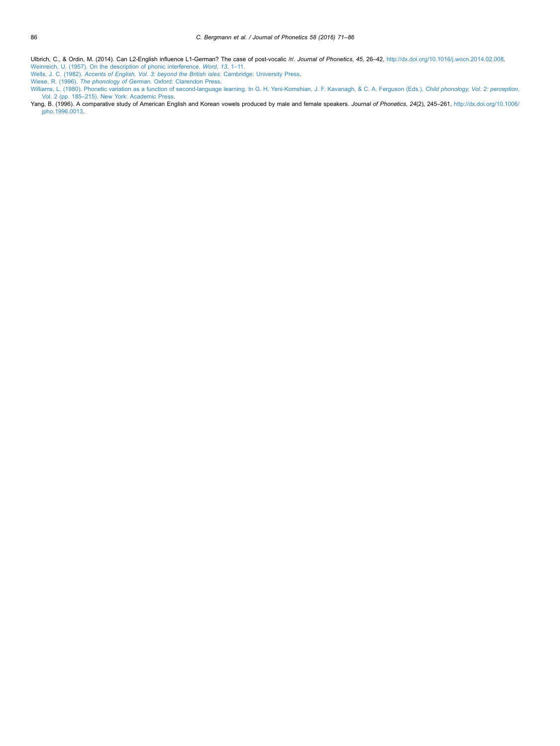Ulbrich, C., & Ordin, M. (2014). Can L2-English influence L1-German? The case of post-vocalic /r/. *Journal of Phonetics*, *45*, 26–42, http://dx.doi.org/10.1016/j.wocn.2014.02.008.

Weinreich, U. (1957). On the description of phonic interference. *Word*, *13*, 1–11.

Wells, J. C. (1982). *Accents of English, Vol. 3: beyond the British isles*. Cambridge: University Press.

Wiese, R. (1996). *The phonology of German*. Oxford: Clarendon Press.

Williams, L. (1980). Phonetic variation as a function of second-language learning. In G. H. Yeni-Komshian, J. F. Kavanagh, & C. A. Ferguson (Eds.), *Child phonology, Vol. 2: perception*, Vol. 2 (pp. 185–215). New York: Academic Press.

Yang, B. (1996). A comparative study of American English and Korean vowels produced by male and female speakers. *Journal of Phonetics*, *24*(2), 245–261, http://dx.doi.org/10.1006/jpho.1996.0013.